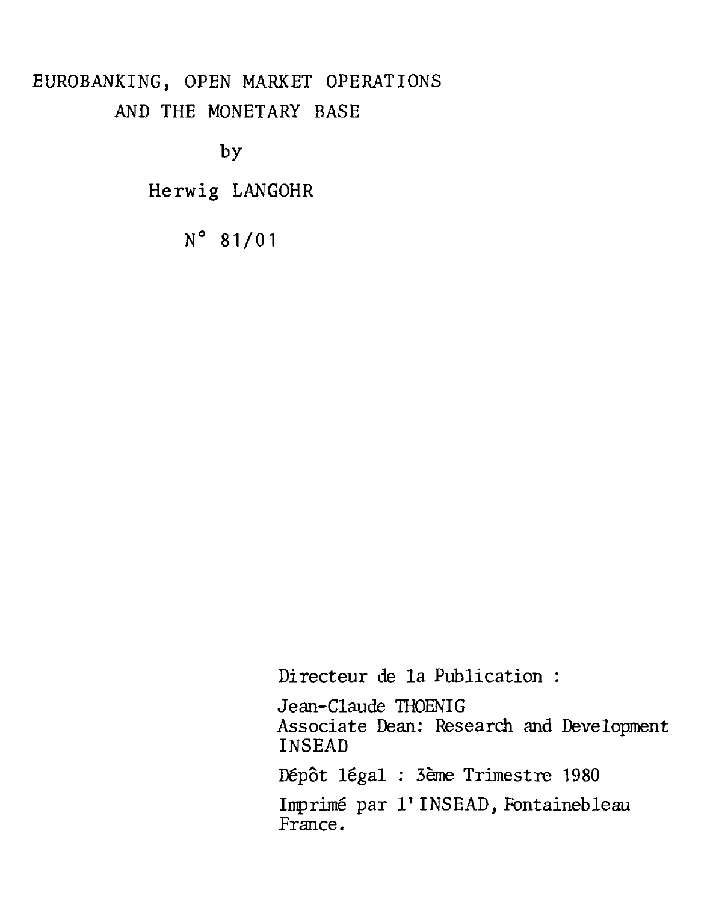# EUROBANKING, OPEN MARKET OPERATIONS AND THE MONETARY BASE

by

Herwig LANGOHR

N° 81/01

Directeur de la Publication :

Jean-Claude THOENIG
Associate Dean: Research and Development
INSEAD

Dépôt légal : 3ème Trimestre 1980

Imprimé par l'INSEAD, Fontainebleau
France.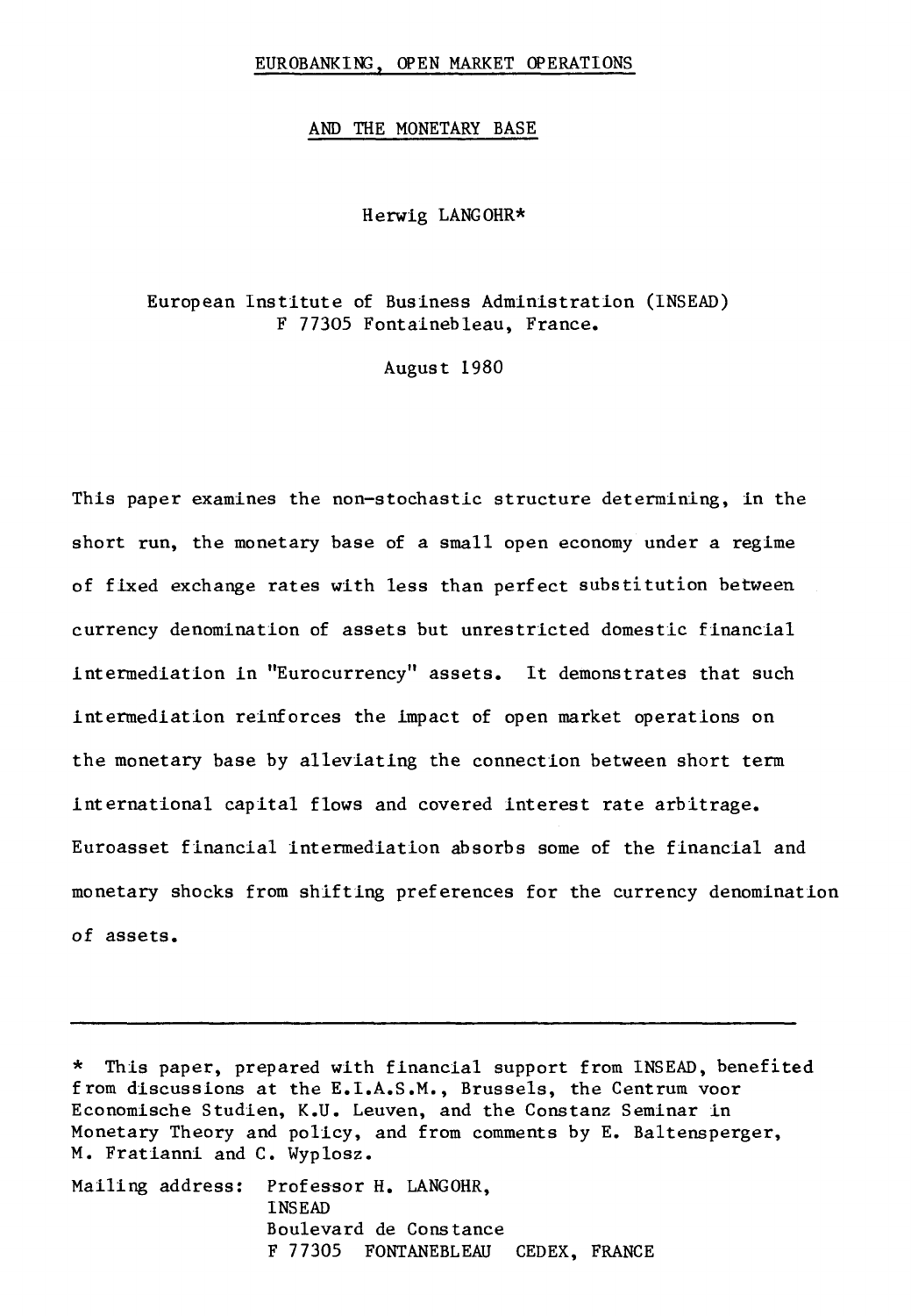# EUROBANKING, OPEN MARKET OPERATIONS

## AND THE MONETARY BASE

Herwig LANGOHR*

European Institute of Business Administration (INSEAD)
F 77305 Fontainebleau, France.

August 1980

This paper examines the non-stochastic structure determining, in the short run, the monetary base of a small open economy under a regime of fixed exchange rates with less than perfect substitution between currency denomination of assets but unrestricted domestic financial intermediation in "Eurocurrency" assets. It demonstrates that such intermediation reinforces the impact of open market operations on the monetary base by alleviating the connection between short term international capital flows and covered interest rate arbitrage. Euroasset financial intermediation absorbs some of the financial and monetary shocks from shifting preferences for the currency denomination of assets.

---

* This paper, prepared with financial support from INSEAD, benefited from discussions at the E.I.A.S.M., Brussels, the Centrum voor Economische Studien, K.U. Leuven, and the Constanz Seminar in Monetary Theory and policy, and from comments by E. Baltensperger, M. Fratianni and C. Wyplosz.

Mailing address: Professor H. LANGOHR,
INSEAD
Boulevard de Constance
F 77305 FONTANEBLEAU CEDEX, FRANCE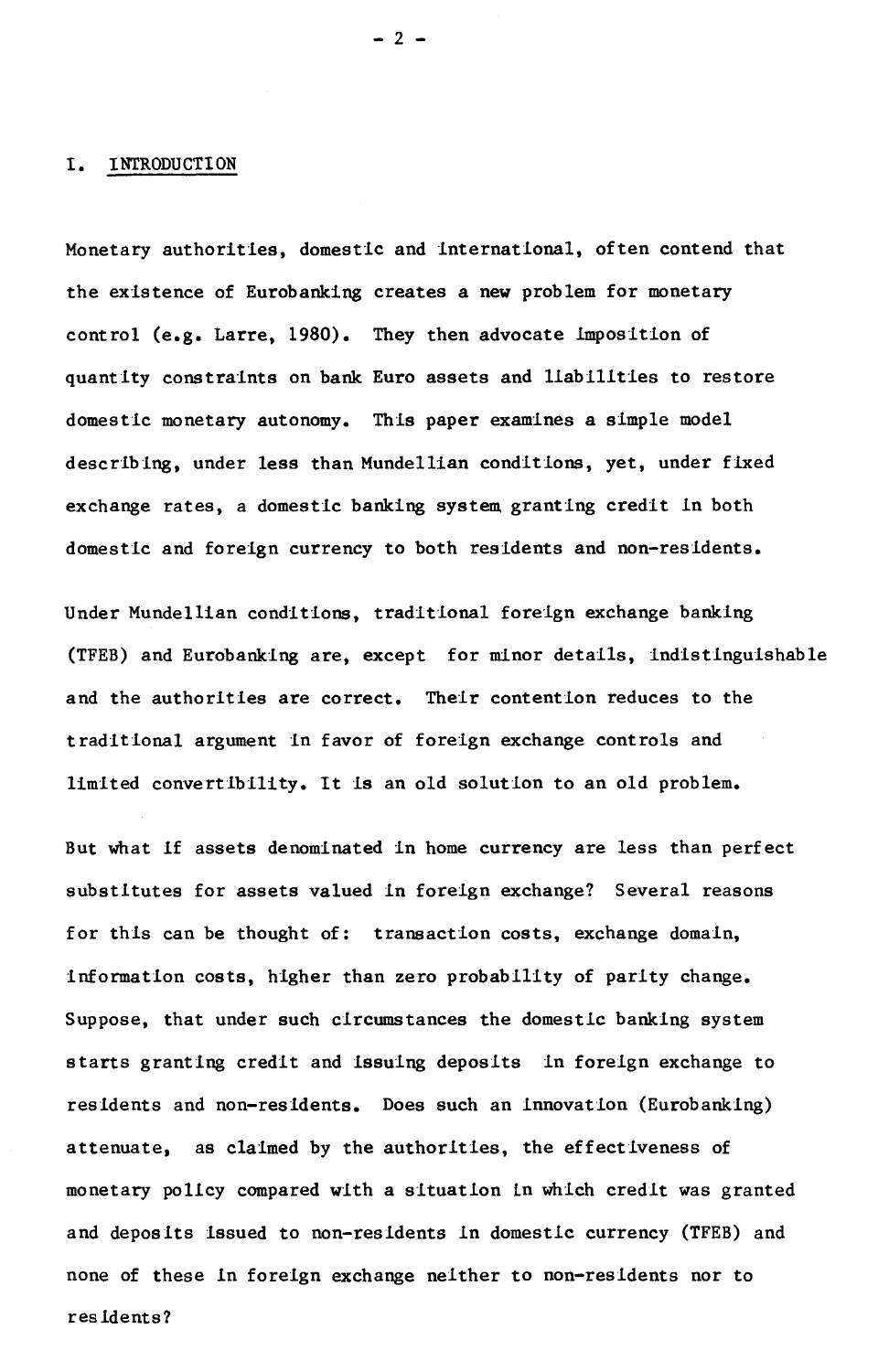## I. INTRODUCTION

Monetary authorities, domestic and international, often contend that the existence of Eurobanking creates a new problem for monetary control (e.g. Larre, 1980). They then advocate imposition of quantity constraints on bank Euro assets and liabilities to restore domestic monetary autonomy. This paper examines a simple model describing, under less than Mundellian conditions, yet, under fixed exchange rates, a domestic banking system granting credit in both domestic and foreign currency to both residents and non-residents.

Under Mundellian conditions, traditional foreign exchange banking (TFEB) and Eurobanking are, except for minor details, indistinguishable and the authorities are correct. Their contention reduces to the traditional argument in favor of foreign exchange controls and limited convertibility. It is an old solution to an old problem.

But what if assets denominated in home currency are less than perfect substitutes for assets valued in foreign exchange? Several reasons for this can be thought of: transaction costs, exchange domain, information costs, higher than zero probability of parity change. Suppose, that under such circumstances the domestic banking system starts granting credit and issuing deposits in foreign exchange to residents and non-residents. Does such an innovation (Eurobanking) attenuate, as claimed by the authorities, the effectiveness of monetary policy compared with a situation in which credit was granted and deposits issued to non-residents in domestic currency (TFEB) and none of these in foreign exchange neither to non-residents nor to residents?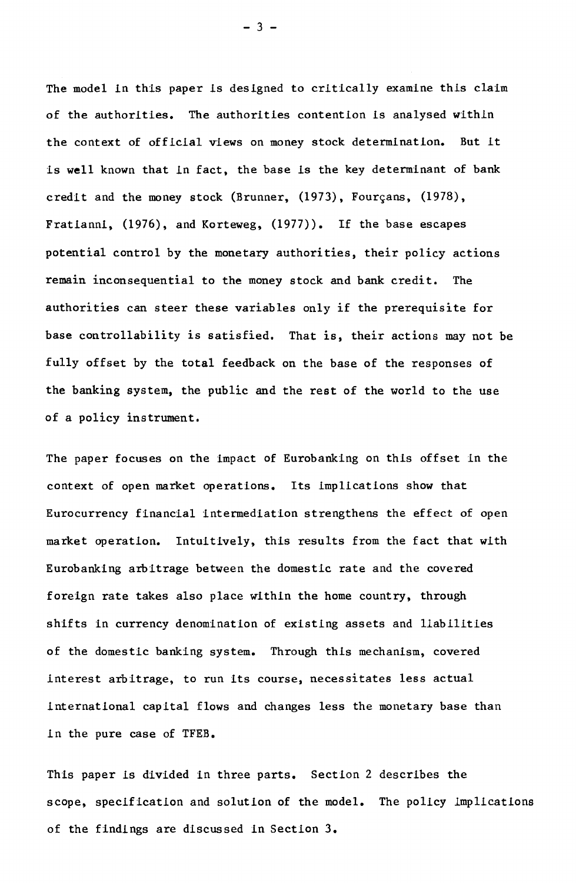The model in this paper is designed to critically examine this claim of the authorities. The authorities contention is analysed within the context of official views on money stock determination. But it is well known that in fact, the base is the key determinant of bank credit and the money stock (Brunner, (1973), Fourçans, (1978), Fratianni, (1976), and Korteweg, (1977)). If the base escapes potential control by the monetary authorities, their policy actions remain inconsequential to the money stock and bank credit. The authorities can steer these variables only if the prerequisite for base controllability is satisfied. That is, their actions may not be fully offset by the total feedback on the base of the responses of the banking system, the public and the rest of the world to the use of a policy instrument.

The paper focuses on the impact of Eurobanking on this offset in the context of open market operations. Its implications show that Eurocurrency financial intermediation strengthens the effect of open market operation. Intuitively, this results from the fact that with Eurobanking arbitrage between the domestic rate and the covered foreign rate takes also place within the home country, through shifts in currency denomination of existing assets and liabilities of the domestic banking system. Through this mechanism, covered interest arbitrage, to run its course, necessitates less actual international capital flows and changes less the monetary base than in the pure case of TFEB.

This paper is divided in three parts. Section 2 describes the scope, specification and solution of the model. The policy implications of the findings are discussed in Section 3.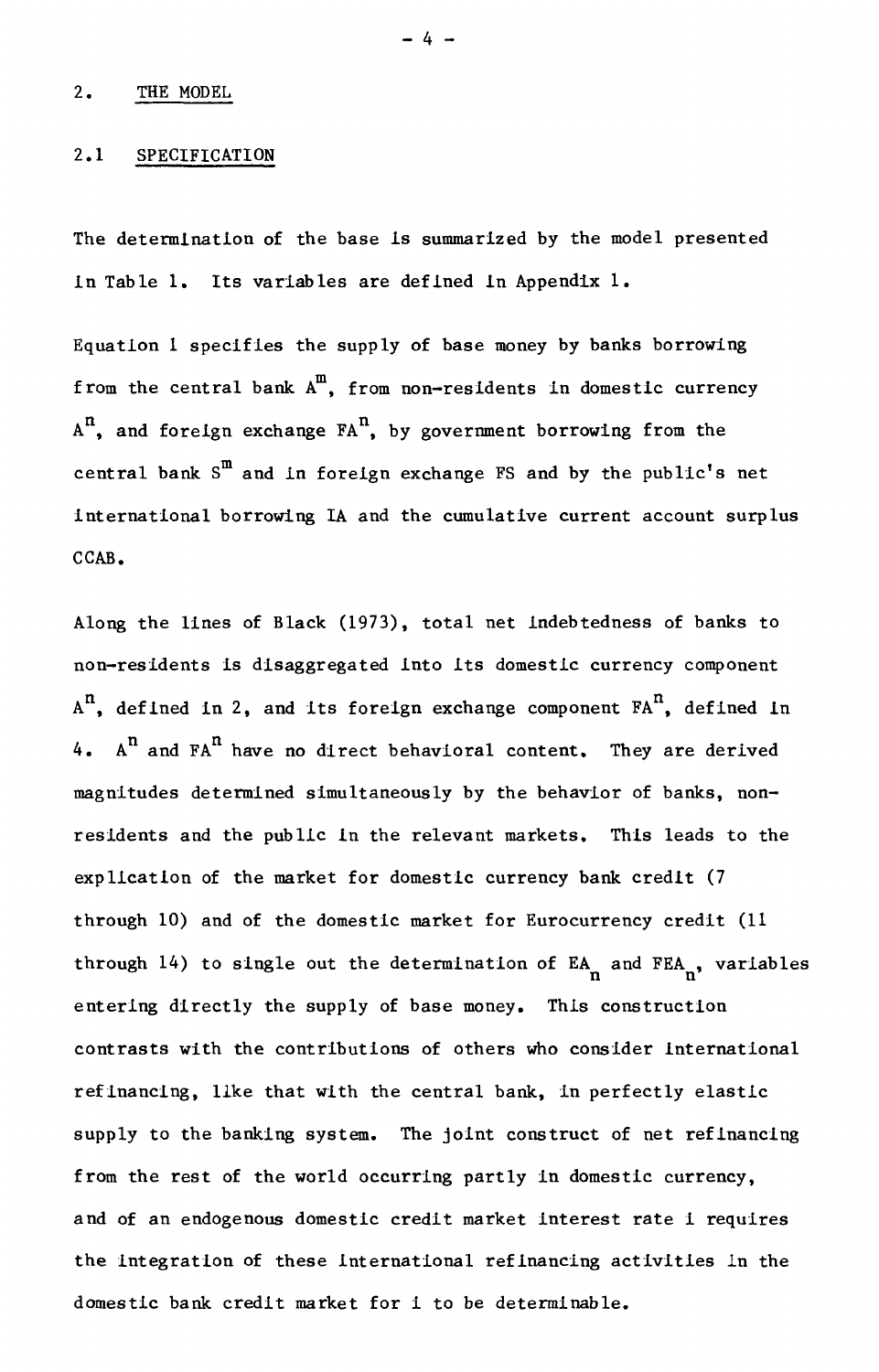## 2. THE MODEL

### 2.1 SPECIFICATION

The determination of the base is summarized by the model presented in Table 1. Its variables are defined in Appendix 1.

Equation 1 specifies the supply of base money by banks borrowing from the central bank $A^m$, from non-residents in domestic currency $A^n$, and foreign exchange $FA^n$, by government borrowing from the central bank $S^m$ and in foreign exchange FS and by the public's net international borrowing IA and the cumulative current account surplus CCAB.

Along the lines of Black (1973), total net indebtedness of banks to non-residents is disaggregated into its domestic currency component $A^n$, defined in 2, and its foreign exchange component $FA^n$, defined in 4. $A^n$ and $FA^n$ have no direct behavioral content. They are derived magnitudes determined simultaneously by the behavior of banks, non-residents and the public in the relevant markets. This leads to the explication of the market for domestic currency bank credit (7 through 10) and of the domestic market for Eurocurrency credit (11 through 14) to single out the determination of $EA_n$ and $FEA_n$, variables entering directly the supply of base money. This construction contrasts with the contributions of others who consider international refinancing, like that with the central bank, in perfectly elastic supply to the banking system. The joint construct of net refinancing from the rest of the world occurring partly in domestic currency, and of an endogenous domestic credit market interest rate i requires the integration of these international refinancing activities in the domestic bank credit market for i to be determinable.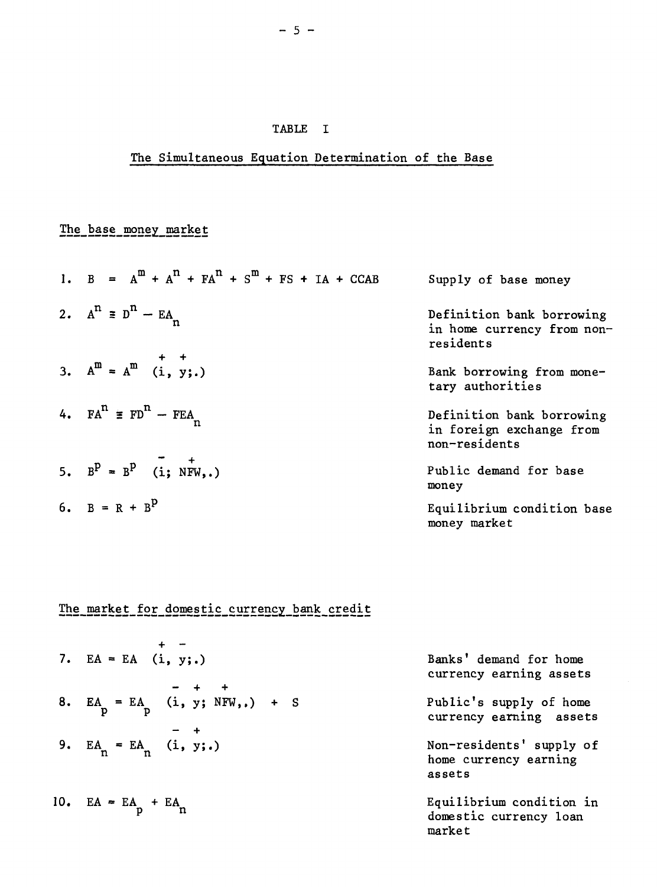# TABLE I

## The Simultaneous Equation Determination of the Base

### The base money market

| Equation | Description |
|---|---|
| 1. $B = A^m + A^n + FA^n + S^m + FS + IA + CCAB$ | Supply of base money |
| 2. $A^n \equiv D^n - EA_n$ | Definition bank borrowing in home currency from non-residents |
| 3. $A^m = A^m(\overset{+}{i}, \overset{+}{y};.)$ | Bank borrowing from monetary authorities |
| 4. $FA^n \equiv FD^n - FEA_n$ | Definition bank borrowing in foreign exchange from non-residents |
| 5. $B^p = B^p(\overset{-}{i}; \overset{+}{NFW},.)$ | Public demand for base money |
| 6. $B = R + B^p$ | Equilibrium condition base money market |

### The market for domestic currency bank credit

| Equation | Description |
|---|---|
| 7. $EA = EA(\overset{+}{i}, \overset{-}{y};.)$ | Banks' demand for home currency earning assets |
| 8. $EA_p = EA_p(\overset{-}{i}, \overset{+}{y}; \overset{+}{NFW},.) + S$ | Public's supply of home currency earning assets |
| 9. $EA_n = EA_n(\overset{-}{i}, \overset{+}{y};.)$ | Non-residents' supply of home currency earning assets |
| 10. $EA = EA_p + EA_n$ | Equilibrium condition in domestic currency loan market |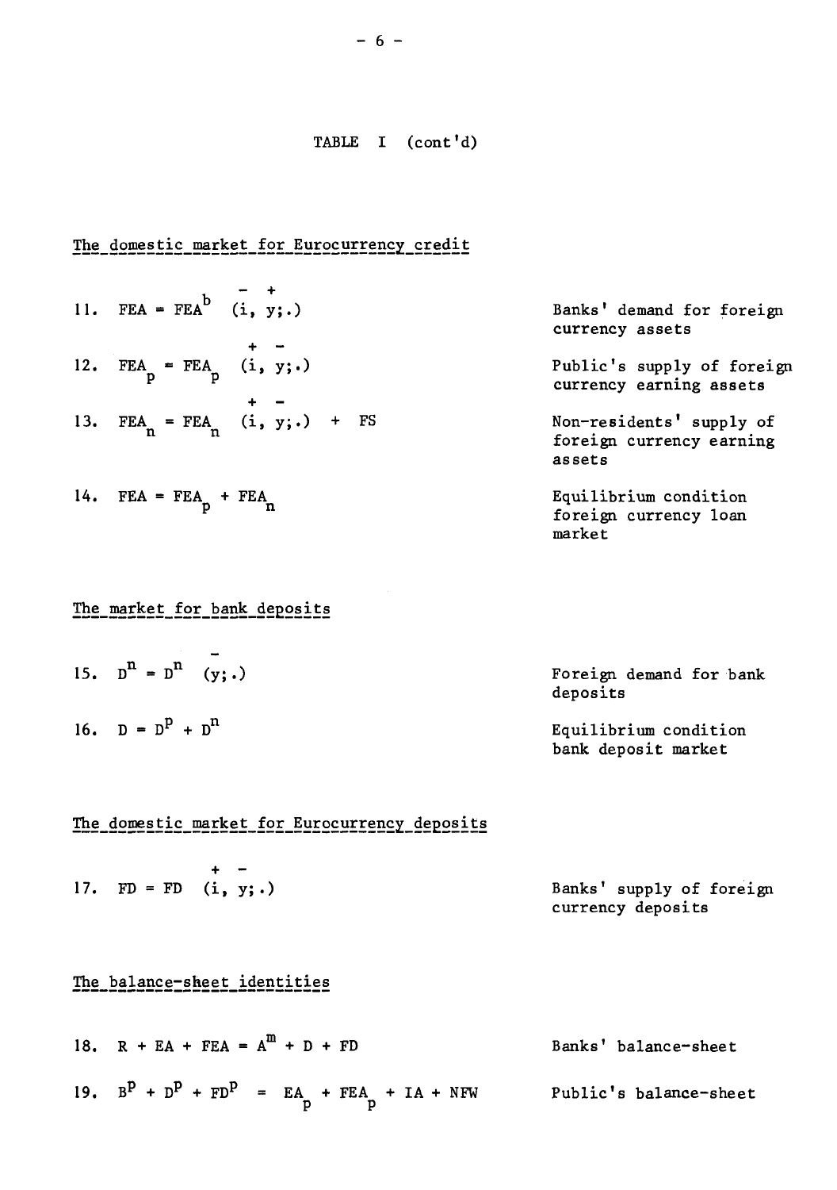TABLE I (cont'd)

The domestic market for Eurocurrency credit

| | Equation | Description |
|---|---|---|
| 11. | $FEA = FEA^{b}\,(\overset{-}{i}, \overset{+}{y};.)$ | Banks' demand for foreign currency assets |
| 12. | $FEA_{p} = FEA_{p}\,(\overset{+}{i}, \overset{-}{y};.)$ | Public's supply of foreign currency earning assets |
| 13. | $FEA_{n} = FEA_{n}\,(\overset{+}{i}, \overset{-}{y};.) + FS$ | Non-residents' supply of foreign currency earning assets |
| 14. | $FEA = FEA_{p} + FEA_{n}$ | Equilibrium condition foreign currency loan market |

The market for bank deposits

| | Equation | Description |
|---|---|---|
| 15. | $D^{n} = D^{n}\,(\overset{-}{y};.)$ | Foreign demand for bank deposits |
| 16. | $D = D^{p} + D^{n}$ | Equilibrium condition bank deposit market |

The domestic market for Eurocurrency deposits

| | Equation | Description |
|---|---|---|
| 17. | $FD = FD\,(\overset{+}{i}, \overset{-}{y};.)$ | Banks' supply of foreign currency deposits |

The balance-sheet identities

| | Equation | Description |
|---|---|---|
| 18. | $R + EA + FEA = A^{m} + D + FD$ | Banks' balance-sheet |
| 19. | $B^{p} + D^{p} + FD^{p} = EA_{p} + FEA_{p} + IA + NFW$ | Public's balance-sheet |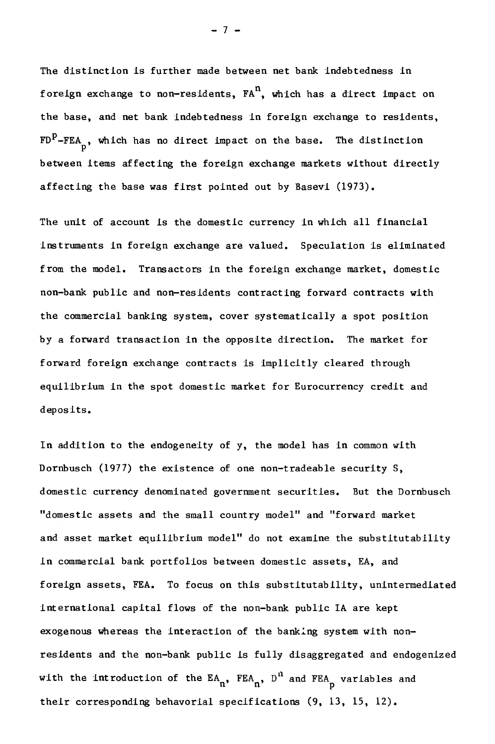The distinction is further made between net bank indebtedness in foreign exchange to non-residents, $FA^n$, which has a direct impact on the base, and net bank indebtedness in foreign exchange to residents, $FD^p - FEA_p$, which has no direct impact on the base. The distinction between items affecting the foreign exchange markets without directly affecting the base was first pointed out by Basevi (1973).

The unit of account is the domestic currency in which all financial instruments in foreign exchange are valued. Speculation is eliminated from the model. Transactors in the foreign exchange market, domestic non-bank public and non-residents contracting forward contracts with the commercial banking system, cover systematically a spot position by a forward transaction in the opposite direction. The market for forward foreign exchange contracts is implicitly cleared through equilibrium in the spot domestic market for Eurocurrency credit and deposits.

In addition to the endogeneity of y, the model has in common with Dornbusch (1977) the existence of one non-tradeable security S, domestic currency denominated government securities. But the Dornbusch "domestic assets and the small country model" and "forward market and asset market equilibrium model" do not examine the substitutability in commercial bank portfolios between domestic assets, EA, and foreign assets, FEA. To focus on this substitutability, unintermediated international capital flows of the non-bank public IA are kept exogenous whereas the interaction of the banking system with non-residents and the non-bank public is fully disaggregated and endogenized with the introduction of the $EA_n$, $FEA_n$, $D^n$ and $FEA_p$ variables and their corresponding behavioral specifications (9, 13, 15, 12).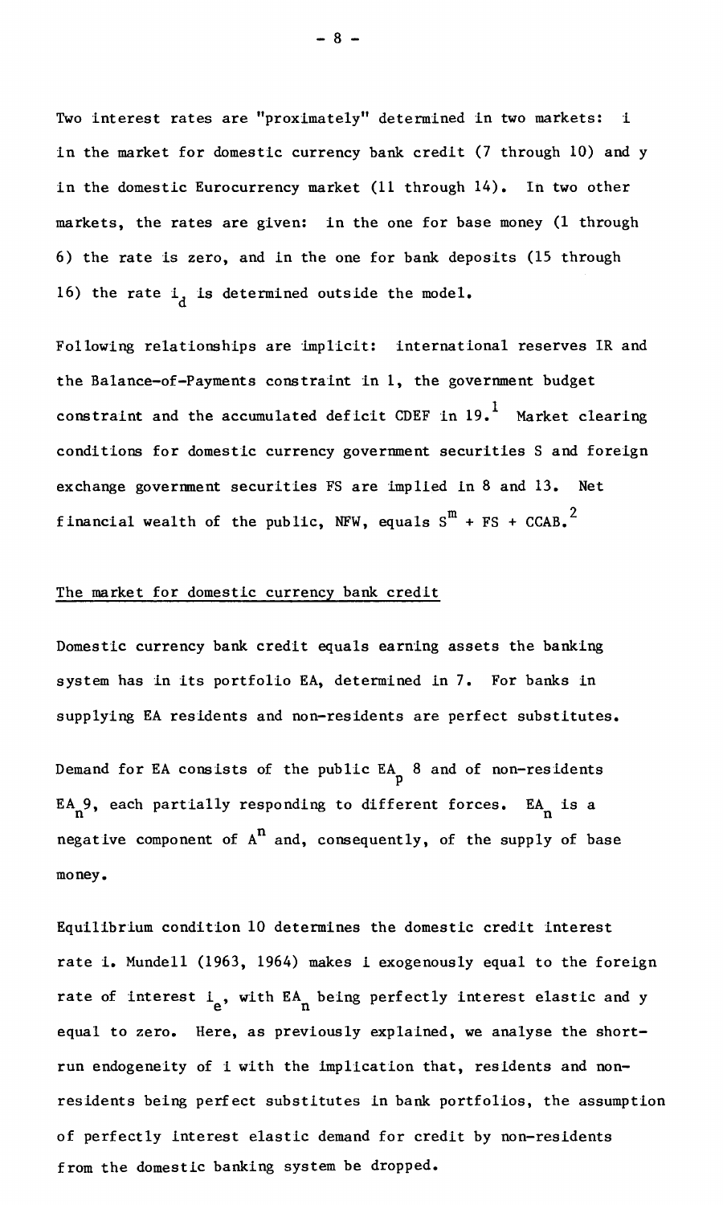Two interest rates are "proximately" determined in two markets: $i$ in the market for domestic currency bank credit (7 through 10) and $y$ in the domestic Eurocurrency market (11 through 14). In two other markets, the rates are given: in the one for base money (1 through 6) the rate is zero, and in the one for bank deposits (15 through 16) the rate $i_d$ is determined outside the model.

Following relationships are implicit: international reserves IR and the Balance-of-Payments constraint in 1, the government budget constraint and the accumulated deficit CDEF in 19.[1] Market clearing conditions for domestic currency government securities S and foreign exchange government securities FS are implied in 8 and 13. Net financial wealth of the public, NFW, equals $S^m + FS + CCAB$.[2]

## The market for domestic currency bank credit

Domestic currency bank credit equals earning assets the banking system has in its portfolio EA, determined in 7. For banks in supplying EA residents and non-residents are perfect substitutes.

Demand for EA consists of the public $EA_p$ 8 and of non-residents $EA_n$ 9, each partially responding to different forces. $EA_n$ is a negative component of $A^n$ and, consequently, of the supply of base money.

Equilibrium condition 10 determines the domestic credit interest rate i. Mundell (1963, 1964) makes i exogenously equal to the foreign rate of interest $i_e$, with $EA_n$ being perfectly interest elastic and y equal to zero. Here, as previously explained, we analyse the short-run endogeneity of i with the implication that, residents and non-residents being perfect substitutes in bank portfolios, the assumption of perfectly interest elastic demand for credit by non-residents from the domestic banking system be dropped.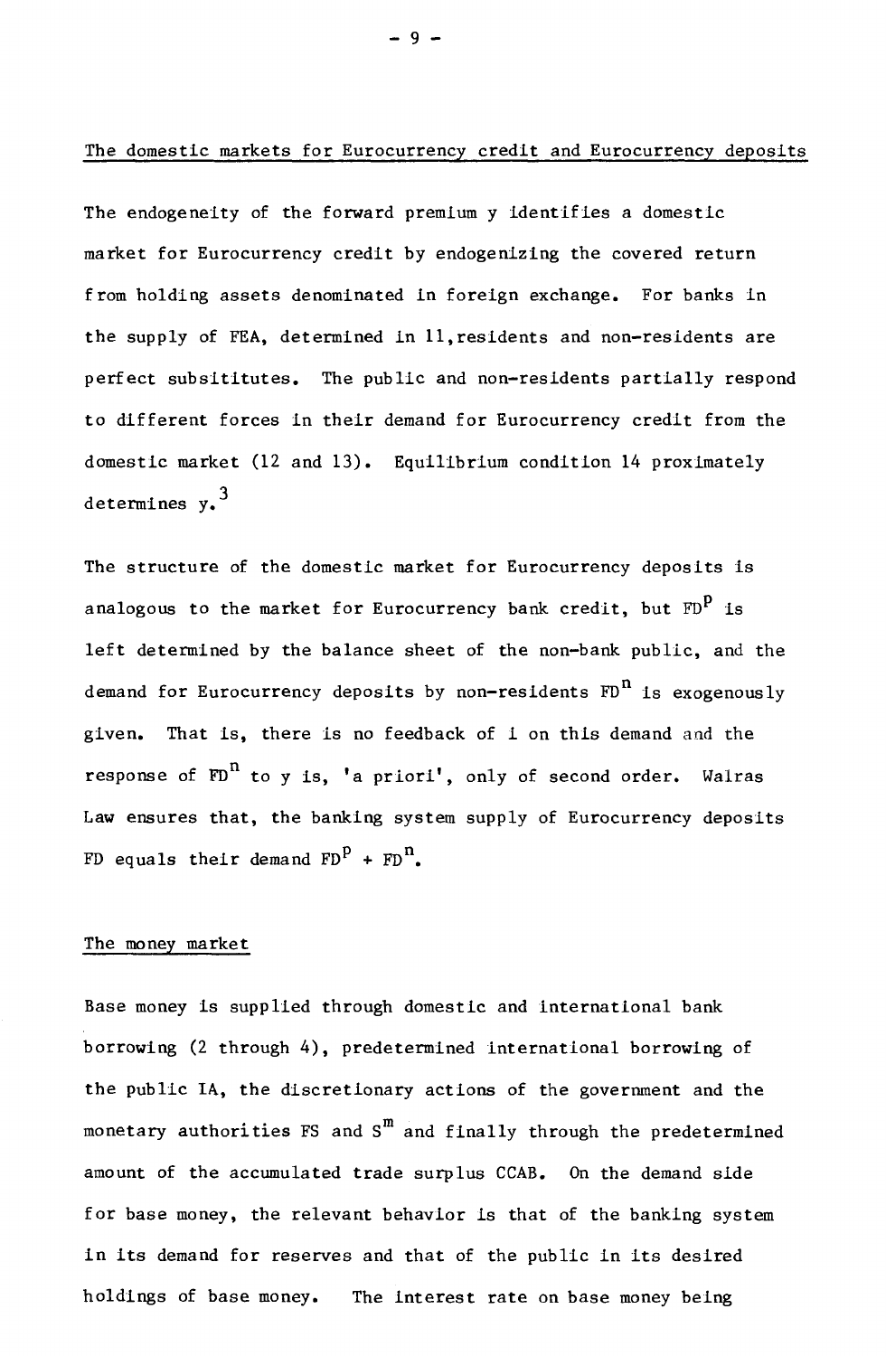## The domestic markets for Eurocurrency credit and Eurocurrency deposits

The endogeneity of the forward premium $y$ identifies a domestic market for Eurocurrency credit by endogenizing the covered return from holding assets denominated in foreign exchange. For banks in the supply of FEA, determined in 11, residents and non-residents are perfect substitutes. The public and non-residents partially respond to different forces in their demand for Eurocurrency credit from the domestic market (12 and 13). Equilibrium condition 14 proximately determines $y$.[3]

The structure of the domestic market for Eurocurrency deposits is analogous to the market for Eurocurrency bank credit, but $FD^p$ is left determined by the balance sheet of the non-bank public, and the demand for Eurocurrency deposits by non-residents $FD^n$ is exogenously given. That is, there is no feedback of $i$ on this demand and the response of $FD^n$ to $y$ is, 'a priori', only of second order. Walras Law ensures that, the banking system supply of Eurocurrency deposits FD equals their demand $FD^p + FD^n$.

## The money market

Base money is supplied through domestic and international bank borrowing (2 through 4), predetermined international borrowing of the public IA, the discretionary actions of the government and the monetary authorities FS and $S^m$ and finally through the predetermined amount of the accumulated trade surplus CCAB. On the demand side for base money, the relevant behavior is that of the banking system in its demand for reserves and that of the public in its desired holdings of base money. The interest rate on base money being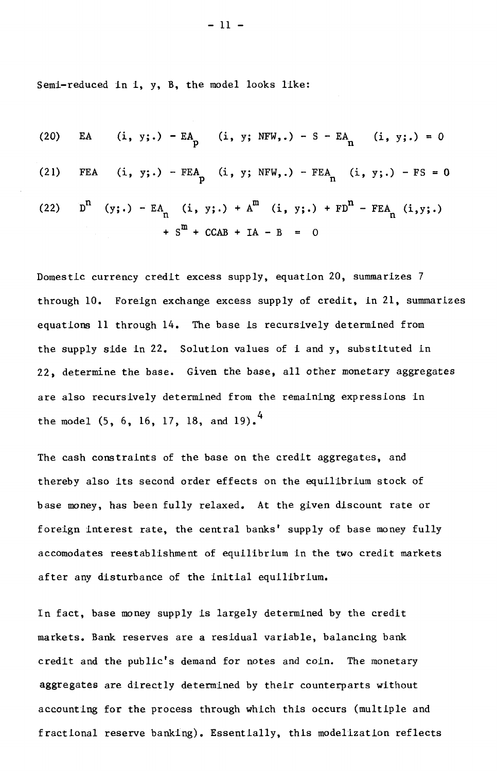Semi-reduced in i, y, B, the model looks like:

$$(20) \quad EA \quad (i,\ y;.) - EA_p \quad (i,\ y;\ NFW,.) - S - EA_n \quad (i,\ y;.) = 0$$

$$(21) \quad FEA \quad (i,\ y;.) - FEA_p \quad (i,\ y;\ NFW,.) - FEA_n \quad (i,\ y;.) - FS = 0$$

$$(22) \quad D^n \quad (y;.) - EA_n \quad (i,\ y;.) + A^m \quad (i,\ y;.) + FD^n - FEA_n \ (i,y;.) + S^m + CCAB + IA - B = 0$$

Domestic currency credit excess supply, equation 20, summarizes 7 through 10. Foreign exchange excess supply of credit, in 21, summarizes equations 11 through 14. The base is recursively determined from the supply side in 22. Solution values of i and y, substituted in 22, determine the base. Given the base, all other monetary aggregates are also recursively determined from the remaining expressions in the model (5, 6, 16, 17, 18, and 19).[4]

The cash constraints of the base on the credit aggregates, and thereby also its second order effects on the equilibrium stock of base money, has been fully relaxed. At the given discount rate or foreign interest rate, the central banks' supply of base money fully accomodates reestablishment of equilibrium in the two credit markets after any disturbance of the initial equilibrium.

In fact, base money supply is largely determined by the credit markets. Bank reserves are a residual variable, balancing bank credit and the public's demand for notes and coin. The monetary aggregates are directly determined by their counterparts without accounting for the process through which this occurs (multiple and fractional reserve banking). Essentially, this modelization reflects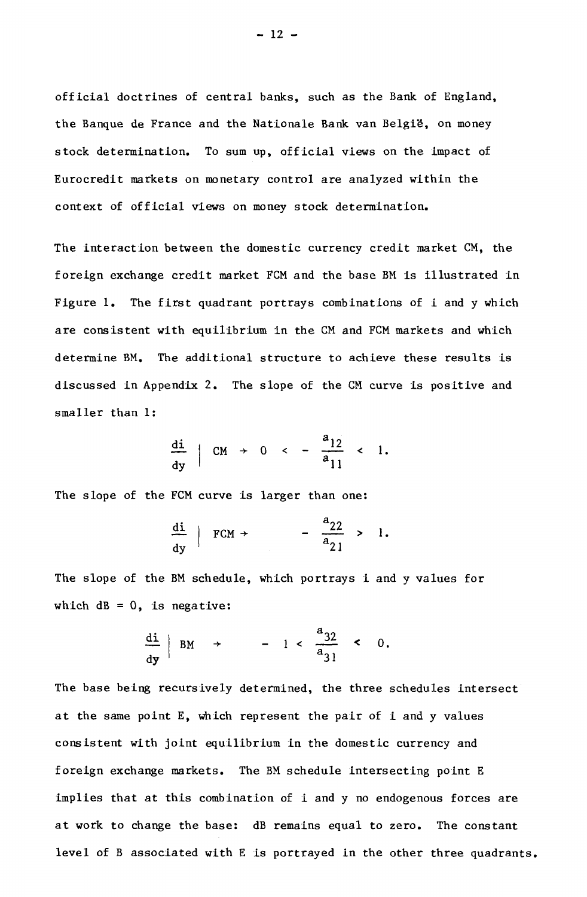official doctrines of central banks, such as the Bank of England, the Banque de France and the Nationale Bank van België, on money stock determination. To sum up, official views on the impact of Eurocredit markets on monetary control are analyzed within the context of official views on money stock determination.

The interaction between the domestic currency credit market CM, the foreign exchange credit market FCM and the base BM is illustrated in Figure 1. The first quadrant portrays combinations of i and y which are consistent with equilibrium in the CM and FCM markets and which determine BM. The additional structure to achieve these results is discussed in Appendix 2. The slope of the CM curve is positive and smaller than 1:

$$\frac{di}{dy} \Big| \; CM \rightarrow 0 < - \frac{a_{12}}{a_{11}} < 1.$$

The slope of the FCM curve is larger than one:

$$\frac{di}{dy} \Big| \; FCM \rightarrow \quad - \frac{a_{22}}{a_{21}} > 1.$$

The slope of the BM schedule, which portrays i and y values for which dB = 0, is negative:

$$\frac{di}{dy} \Big| \; BM \rightarrow \quad - 1 < \frac{a_{32}}{a_{31}} < 0.$$

The base being recursively determined, the three schedules intersect at the same point E, which represent the pair of i and y values consistent with joint equilibrium in the domestic currency and foreign exchange markets. The BM schedule intersecting point E implies that at this combination of i and y no endogenous forces are at work to change the base: dB remains equal to zero. The constant level of B associated with E is portrayed in the other three quadrants.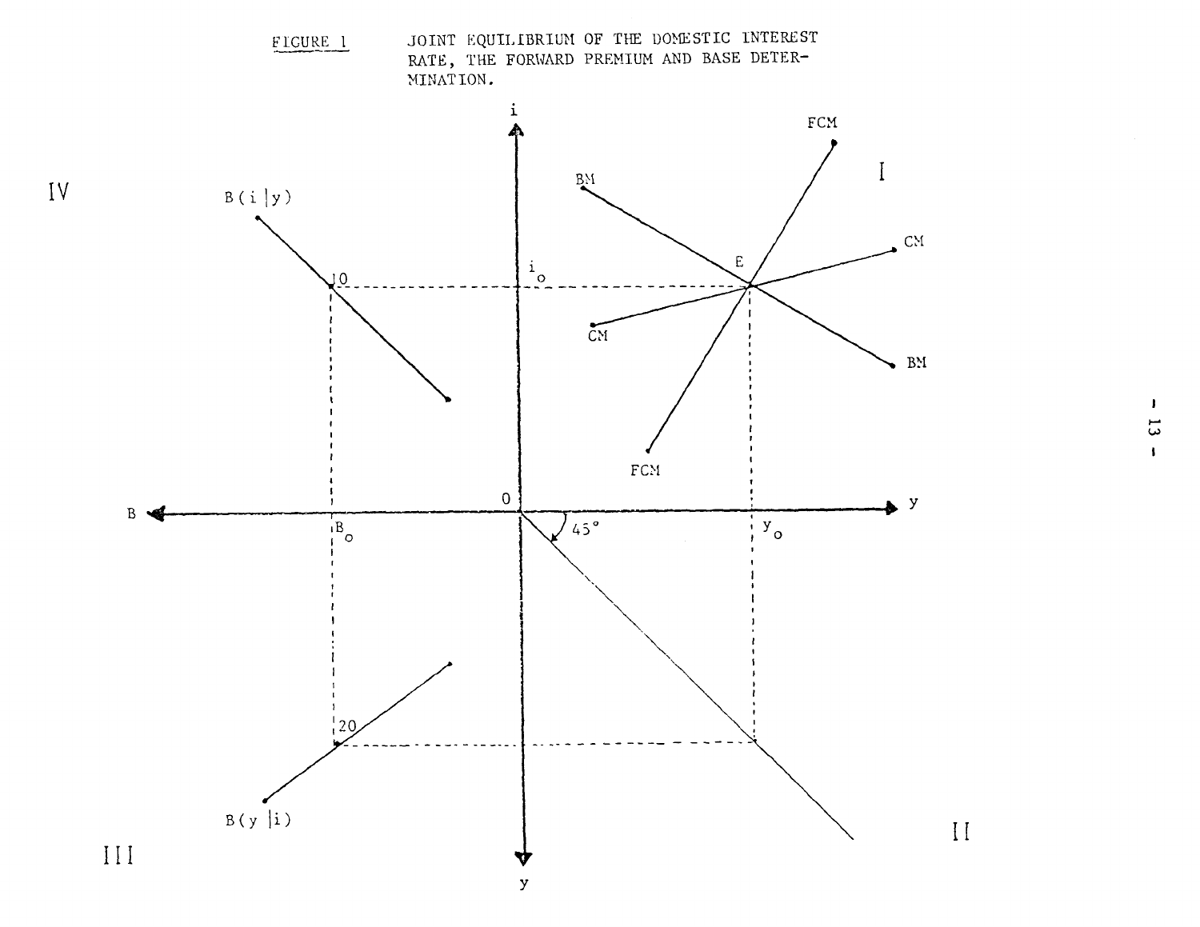FIGURE 1 JOINT EQUILIBRIUM OF THE DOMESTIC INTEREST RATE, THE FORWARD PREMIUM AND BASE DETERMINATION.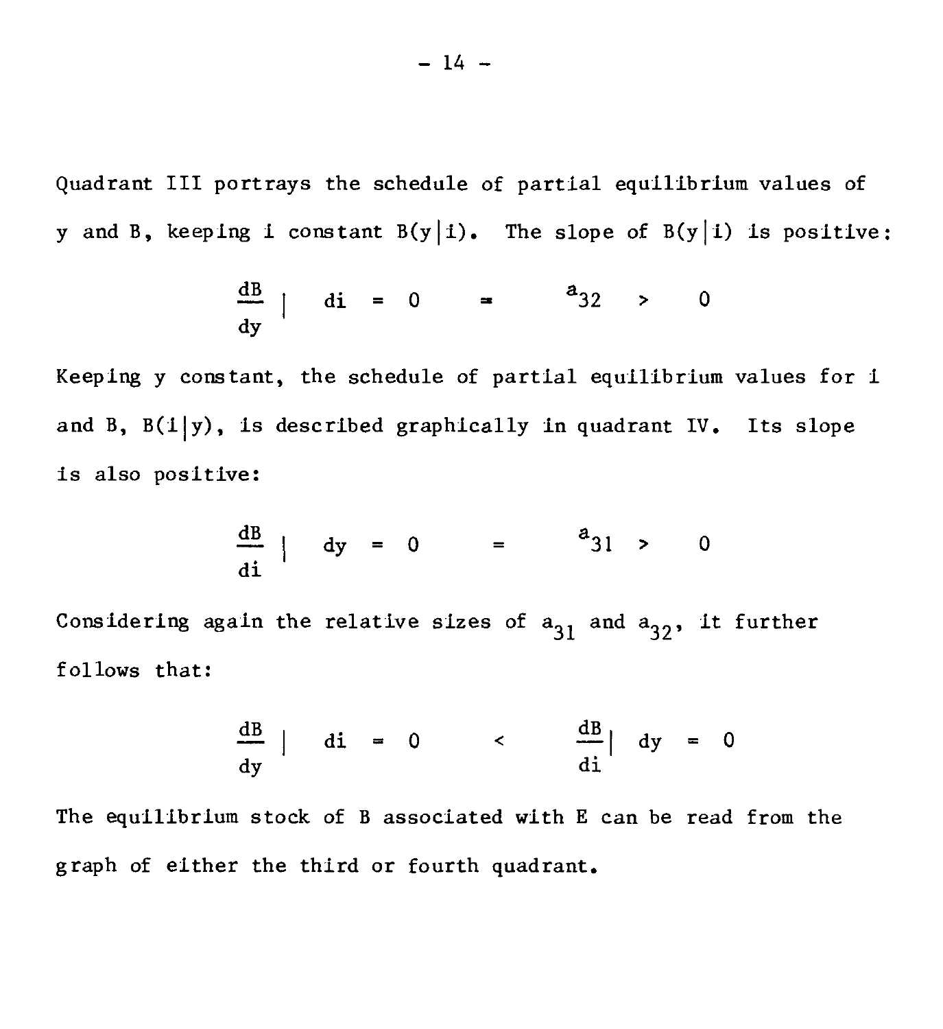Quadrant III portrays the schedule of partial equilibrium values of y and B, keeping i constant $B(y|i)$. The slope of $B(y|i)$ is positive:

$$\frac{dB}{dy} \Big| \; di = 0 \quad = \quad a_{32} \quad > \quad 0$$

Keeping y constant, the schedule of partial equilibrium values for i and B, $B(i|y)$, is described graphically in quadrant IV. Its slope is also positive:

$$\frac{dB}{di} \Big| \; dy = 0 \quad = \quad a_{31} \quad > \quad 0$$

Considering again the relative sizes of $a_{31}$ and $a_{32}$, it further follows that:

$$\frac{dB}{dy} \Big| \; di = 0 \quad < \quad \frac{dB}{di} \Big| \; dy = 0$$

The equilibrium stock of B associated with E can be read from the graph of either the third or fourth quadrant.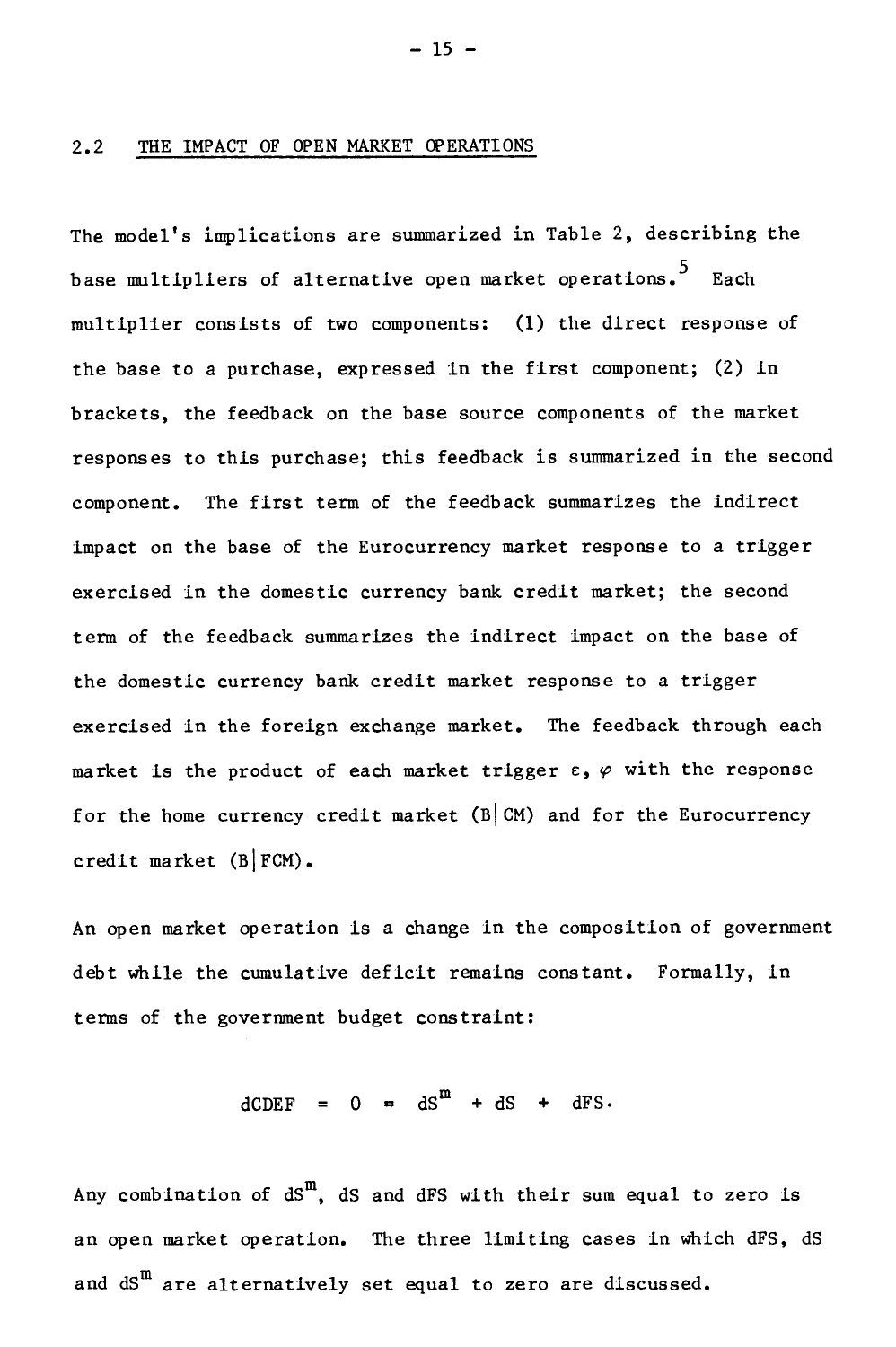## 2.2 THE IMPACT OF OPEN MARKET OPERATIONS

The model's implications are summarized in Table 2, describing the base multipliers of alternative open market operations.[5] Each multiplier consists of two components: (1) the direct response of the base to a purchase, expressed in the first component; (2) in brackets, the feedback on the base source components of the market responses to this purchase; this feedback is summarized in the second component. The first term of the feedback summarizes the indirect impact on the base of the Eurocurrency market response to a trigger exercised in the domestic currency bank credit market; the second term of the feedback summarizes the indirect impact on the base of the domestic currency bank credit market response to a trigger exercised in the foreign exchange market. The feedback through each market is the product of each market trigger $\varepsilon$, $\varphi$ with the response for the home currency credit market $(B|CM)$ and for the Eurocurrency credit market $(B|FCM)$.

An open market operation is a change in the composition of government debt while the cumulative deficit remains constant. Formally, in terms of the government budget constraint:

$$dCDEF = 0 = dS^m + dS + dFS.$$

Any combination of $dS^m$, $dS$ and $dFS$ with their sum equal to zero is an open market operation. The three limiting cases in which $dFS$, $dS$ and $dS^m$ are alternatively set equal to zero are discussed.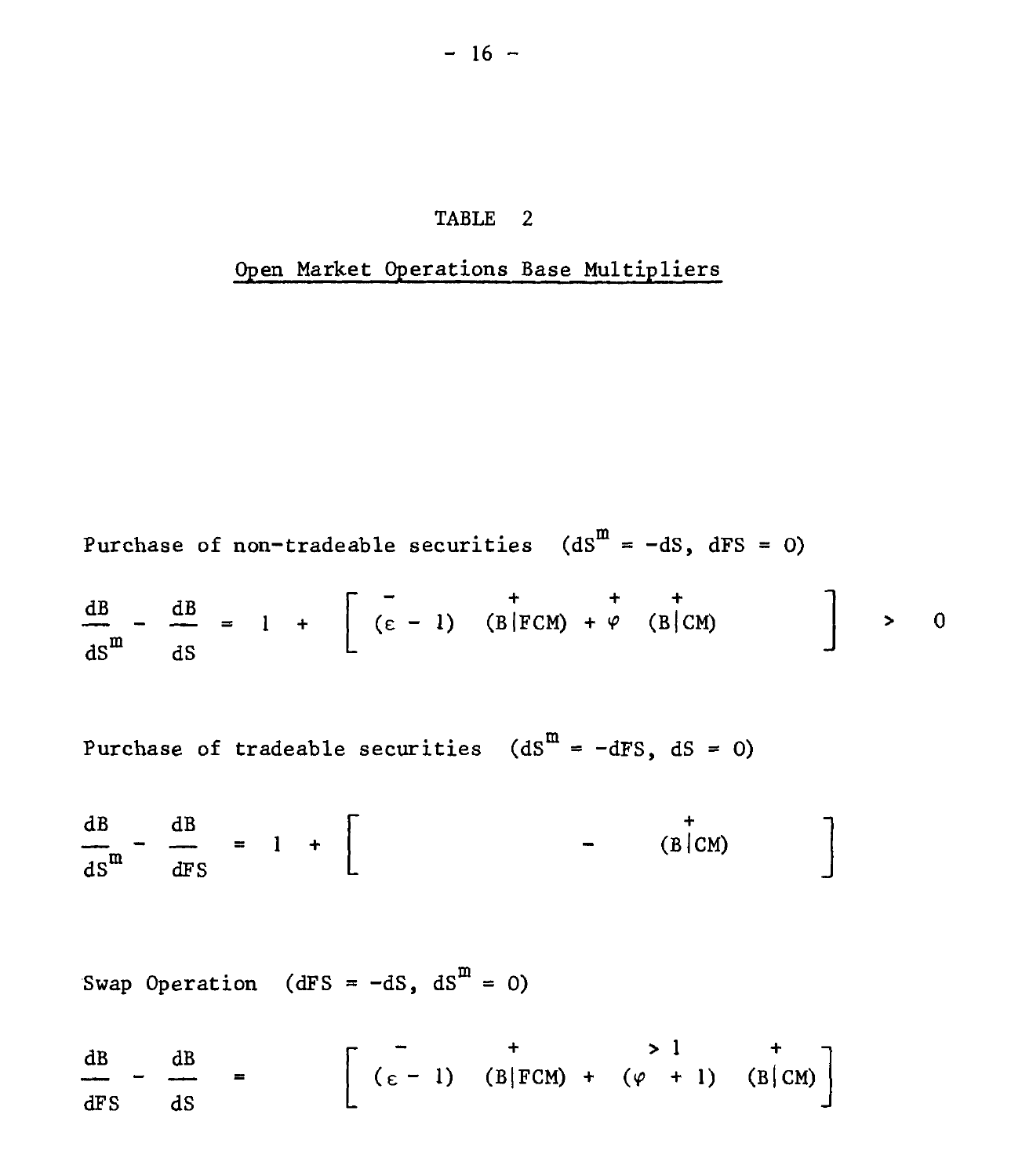# TABLE 2

## Open Market Operations Base Multipliers

Purchase of non-tradeable securities $(dS^m = -dS,\ dFS = 0)$

$$\frac{dB}{dS^m} - \frac{dB}{dS} = 1 + \left[ \overset{-}{(\varepsilon - 1)} \ \overset{+}{(B|FCM)} + \overset{+}{\varphi} \ \overset{+}{(B|CM)} \right] > 0$$

Purchase of tradeable securities $(dS^m = -dFS,\ dS = 0)$

$$\frac{dB}{dS^m} - \frac{dB}{dFS} = 1 + \left[ - \ \overset{+}{(B|CM)} \right]$$

Swap Operation $(dFS = -dS,\ dS^m = 0)$

$$\frac{dB}{dFS} - \frac{dB}{dS} = \left[ \overset{-}{(\varepsilon - 1)} \ \overset{+}{(B|FCM)} + \overset{>1}{(\varphi + 1)} \ \overset{+}{(B|CM)} \right]$$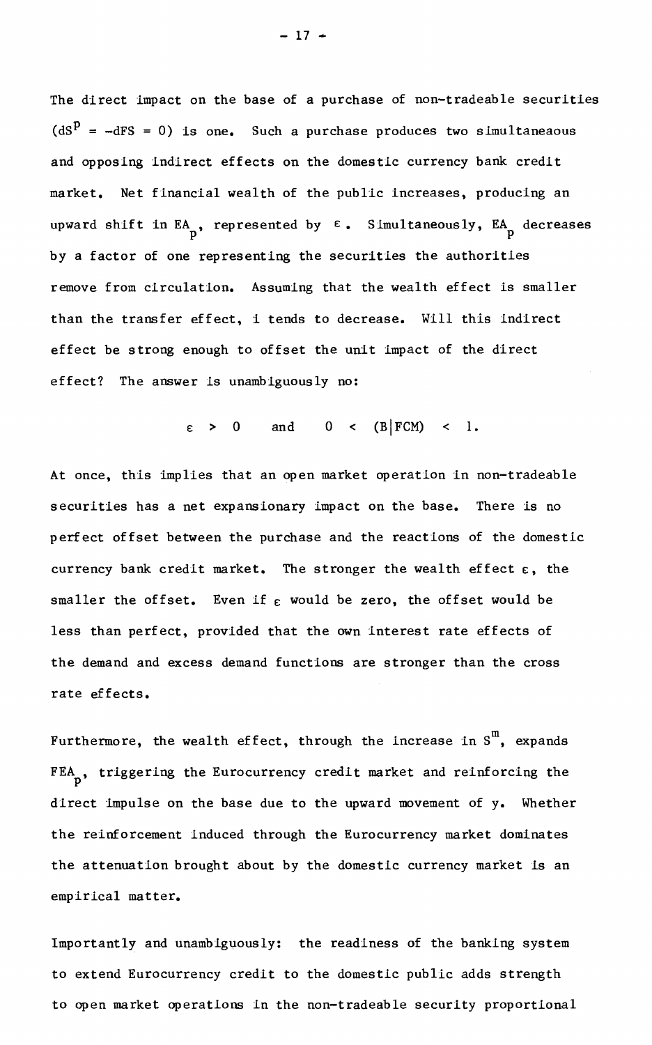The direct impact on the base of a purchase of non-tradeable securities ($dS^P = -dFS = 0$) is one. Such a purchase produces two simultaneaous and opposing indirect effects on the domestic currency bank credit market. Net financial wealth of the public increases, producing an upward shift in $EA_p$, represented by $\varepsilon$. Simultaneously, $EA_p$ decreases by a factor of one representing the securities the authorities remove from circulation. Assuming that the wealth effect is smaller than the transfer effect, i tends to decrease. Will this indirect effect be strong enough to offset the unit impact of the direct effect? The answer is unambiguously no:

$$\varepsilon > 0 \quad \text{and} \quad 0 < (B|FCM) < 1.$$

At once, this implies that an open market operation in non-tradeable securities has a net expansionary impact on the base. There is no perfect offset between the purchase and the reactions of the domestic currency bank credit market. The stronger the wealth effect $\varepsilon$, the smaller the offset. Even if $\varepsilon$ would be zero, the offset would be less than perfect, provided that the own interest rate effects of the demand and excess demand functions are stronger than the cross rate effects.

Furthermore, the wealth effect, through the increase in $S^m$, expands $FEA_p$, triggering the Eurocurrency credit market and reinforcing the direct impulse on the base due to the upward movement of y. Whether the reinforcement induced through the Eurocurrency market dominates the attenuation brought about by the domestic currency market is an empirical matter.

Importantly and unambiguously: the readiness of the banking system to extend Eurocurrency credit to the domestic public adds strength to open market operations in the non-tradeable security proportional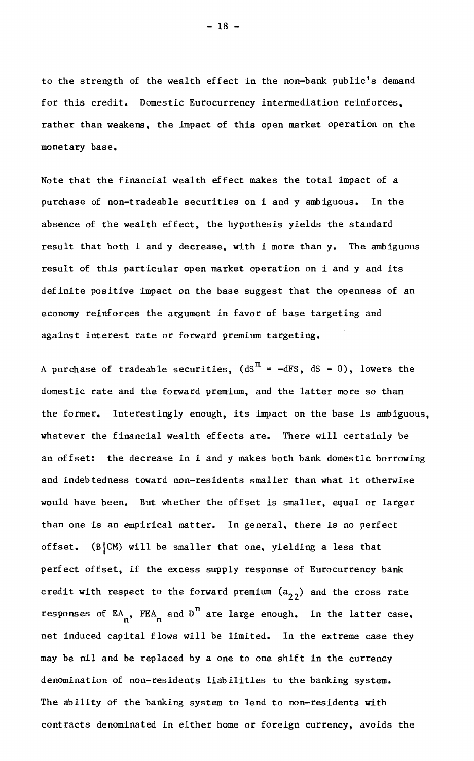to the strength of the wealth effect in the non-bank public's demand for this credit. Domestic Eurocurrency intermediation reinforces, rather than weakens, the impact of this open market operation on the monetary base.

Note that the financial wealth effect makes the total impact of a purchase of non-tradeable securities on i and y ambiguous. In the absence of the wealth effect, the hypothesis yields the standard result that both i and y decrease, with i more than y. The ambiguous result of this particular open market operation on i and y and its definite positive impact on the base suggest that the openness of an economy reinforces the argument in favor of base targeting and against interest rate or forward premium targeting.

A purchase of tradeable securities, ($dS^m = -dFS$, $dS = 0$), lowers the domestic rate and the forward premium, and the latter more so than the former. Interestingly enough, its impact on the base is ambiguous, whatever the financial wealth effects are. There will certainly be an offset: the decrease in i and y makes both bank domestic borrowing and indebtedness toward non-residents smaller than what it otherwise would have been. But whether the offset is smaller, equal or larger than one is an empirical matter. In general, there is no perfect offset. (B|CM) will be smaller that one, yielding a less that perfect offset, if the excess supply response of Eurocurrency bank credit with respect to the forward premium ($a_{22}$) and the cross rate responses of $EA_n$, $FEA_n$ and $D^n$ are large enough. In the latter case, net induced capital flows will be limited. In the extreme case they may be nil and be replaced by a one to one shift in the currency denomination of non-residents liabilities to the banking system. The ability of the banking system to lend to non-residents with contracts denominated in either home or foreign currency, avoids the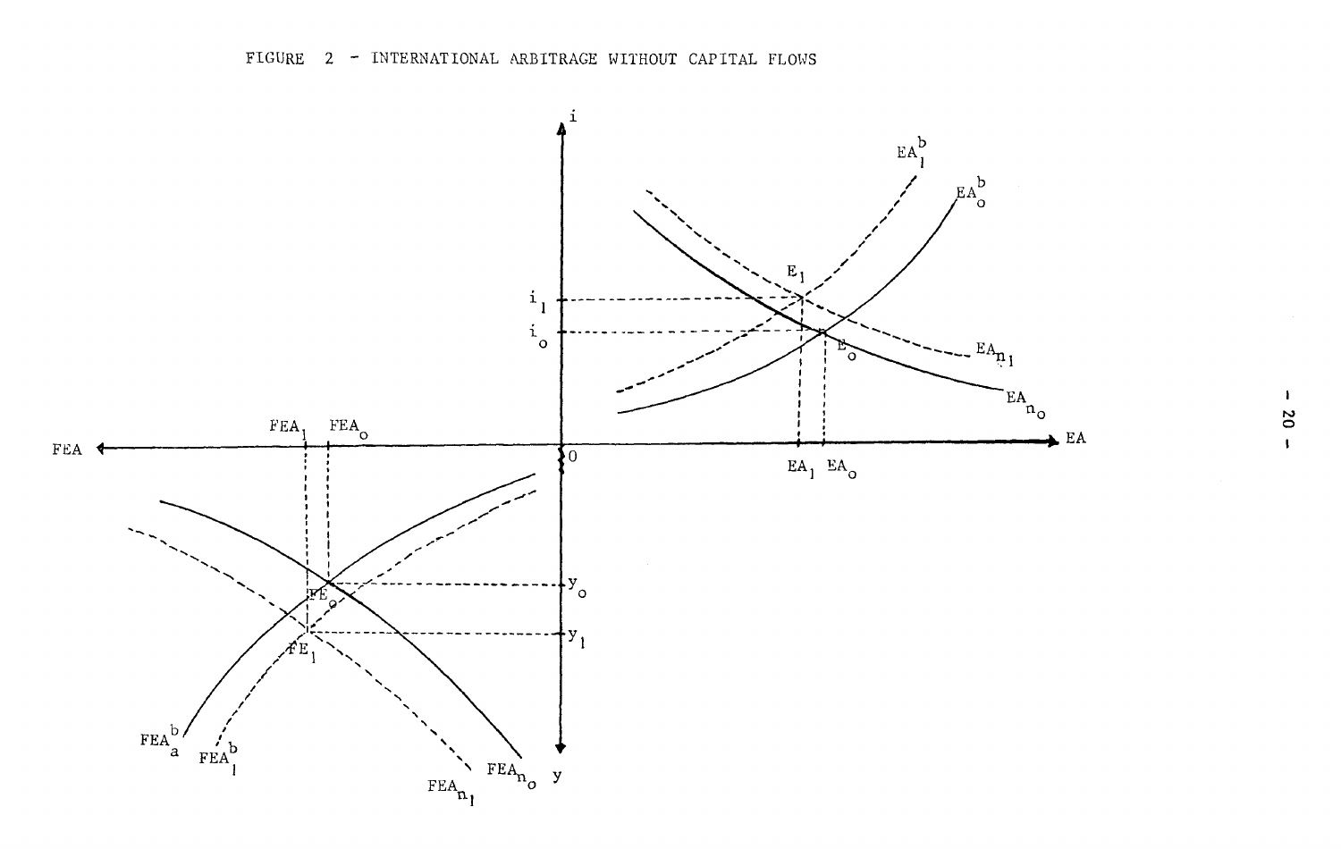FIGURE 2 - INTERNATIONAL ARBITRAGE WITHOUT CAPITAL FLOWS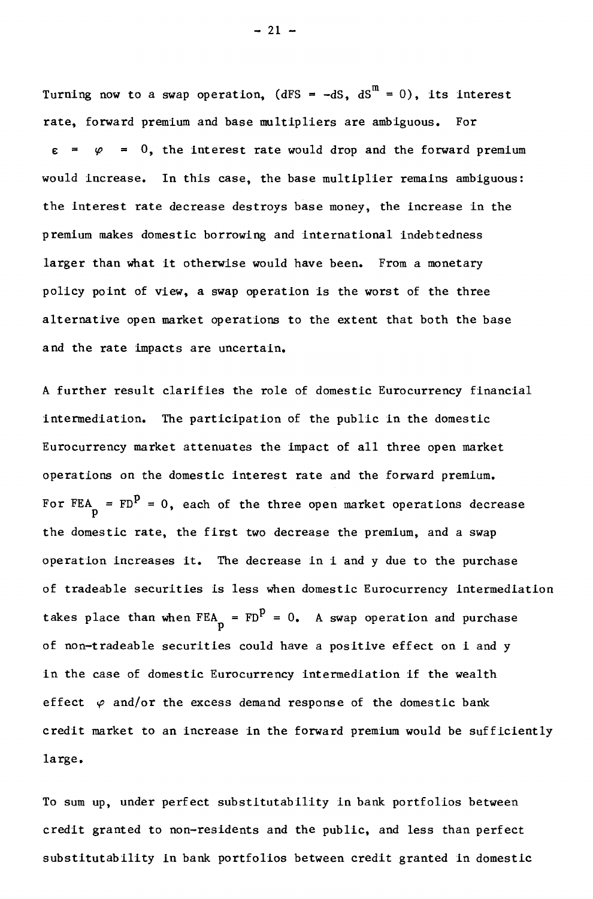Turning now to a swap operation, ($dFS = -dS$, $dS^m = 0$), its interest rate, forward premium and base multipliers are ambiguous. For $\varepsilon = \varphi = 0$, the interest rate would drop and the forward premium would increase. In this case, the base multiplier remains ambiguous: the interest rate decrease destroys base money, the increase in the premium makes domestic borrowing and international indebtedness larger than what it otherwise would have been. From a monetary policy point of view, a swap operation is the worst of the three alternative open market operations to the extent that both the base and the rate impacts are uncertain.

A further result clarifies the role of domestic Eurocurrency financial intermediation. The participation of the public in the domestic Eurocurrency market attenuates the impact of all three open market operations on the domestic interest rate and the forward premium. For $FEA_p = FD^p = 0$, each of the three open market operations decrease the domestic rate, the first two decrease the premium, and a swap operation increases it. The decrease in i and y due to the purchase of tradeable securities is less when domestic Eurocurrency intermediation takes place than when $FEA_p = FD^p = 0$. A swap operation and purchase of non-tradeable securities could have a positive effect on i and y in the case of domestic Eurocurrency intermediation if the wealth effect $\varphi$ and/or the excess demand response of the domestic bank credit market to an increase in the forward premium would be sufficiently large.

To sum up, under perfect substitutability in bank portfolios between credit granted to non-residents and the public, and less than perfect substitutability in bank portfolios between credit granted in domestic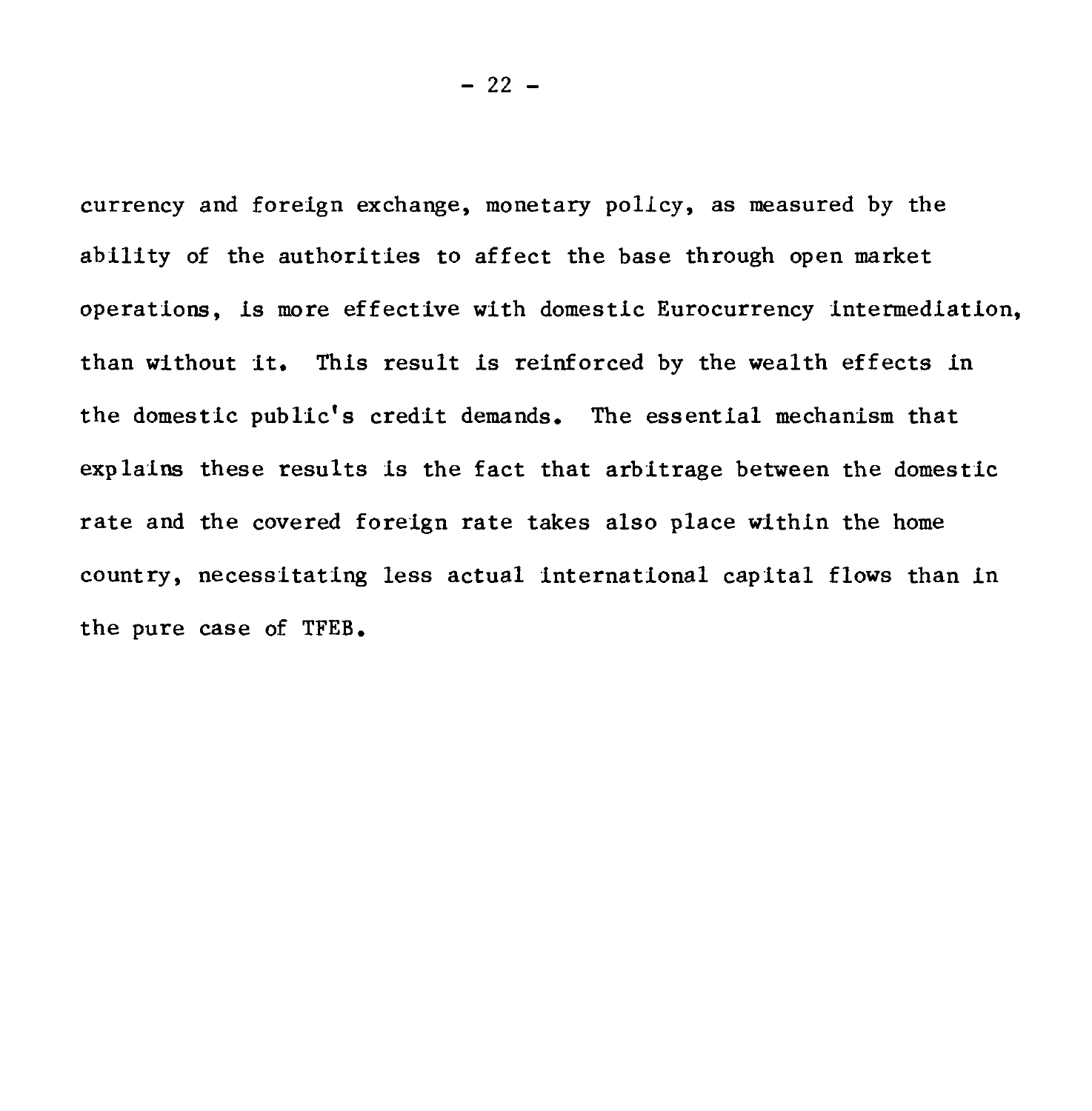currency and foreign exchange, monetary policy, as measured by the ability of the authorities to affect the base through open market operations, is more effective with domestic Eurocurrency intermediation, than without it. This result is reinforced by the wealth effects in the domestic public's credit demands. The essential mechanism that explains these results is the fact that arbitrage between the domestic rate and the covered foreign rate takes also place within the home country, necessitating less actual international capital flows than in the pure case of TFEB.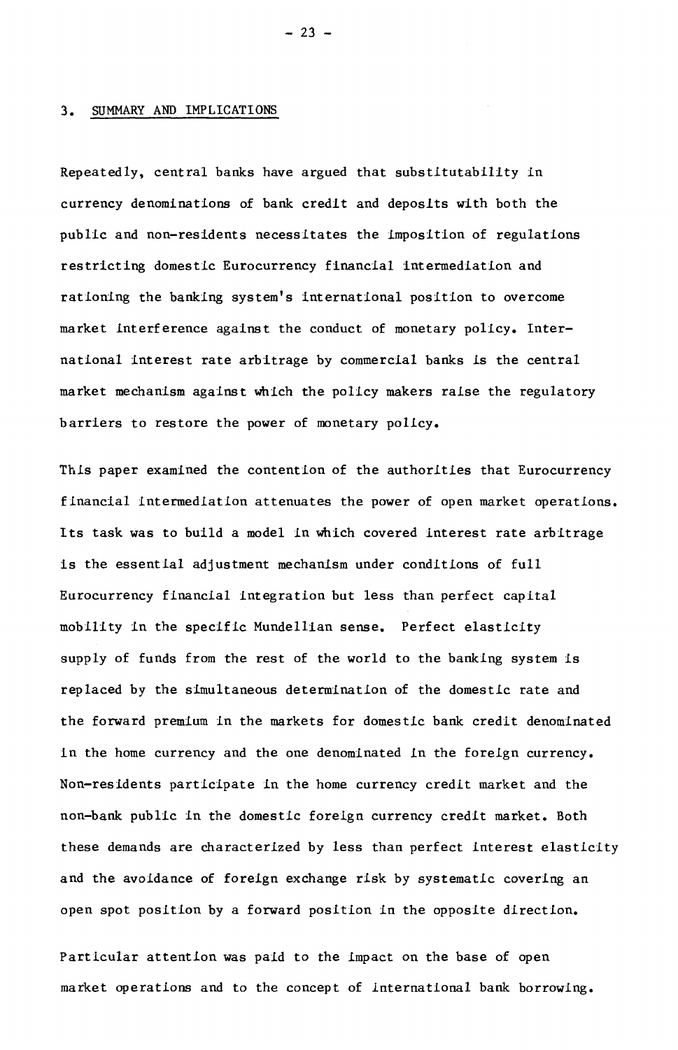## 3. SUMMARY AND IMPLICATIONS

Repeatedly, central banks have argued that substitutability in currency denominations of bank credit and deposits with both the public and non-residents necessitates the imposition of regulations restricting domestic Eurocurrency financial intermediation and rationing the banking system's international position to overcome market interference against the conduct of monetary policy. International interest rate arbitrage by commercial banks is the central market mechanism against which the policy makers raise the regulatory barriers to restore the power of monetary policy.

This paper examined the contention of the authorities that Eurocurrency financial intermediation attenuates the power of open market operations. Its task was to build a model in which covered interest rate arbitrage is the essential adjustment mechanism under conditions of full Eurocurrency financial integration but less than perfect capital mobility in the specific Mundellian sense. Perfect elasticity supply of funds from the rest of the world to the banking system is replaced by the simultaneous determination of the domestic rate and the forward premium in the markets for domestic bank credit denominated in the home currency and the one denominated in the foreign currency. Non-residents participate in the home currency credit market and the non-bank public in the domestic foreign currency credit market. Both these demands are characterized by less than perfect interest elasticity and the avoidance of foreign exchange risk by systematic covering an open spot position by a forward position in the opposite direction.

Particular attention was paid to the impact on the base of open market operations and to the concept of international bank borrowing.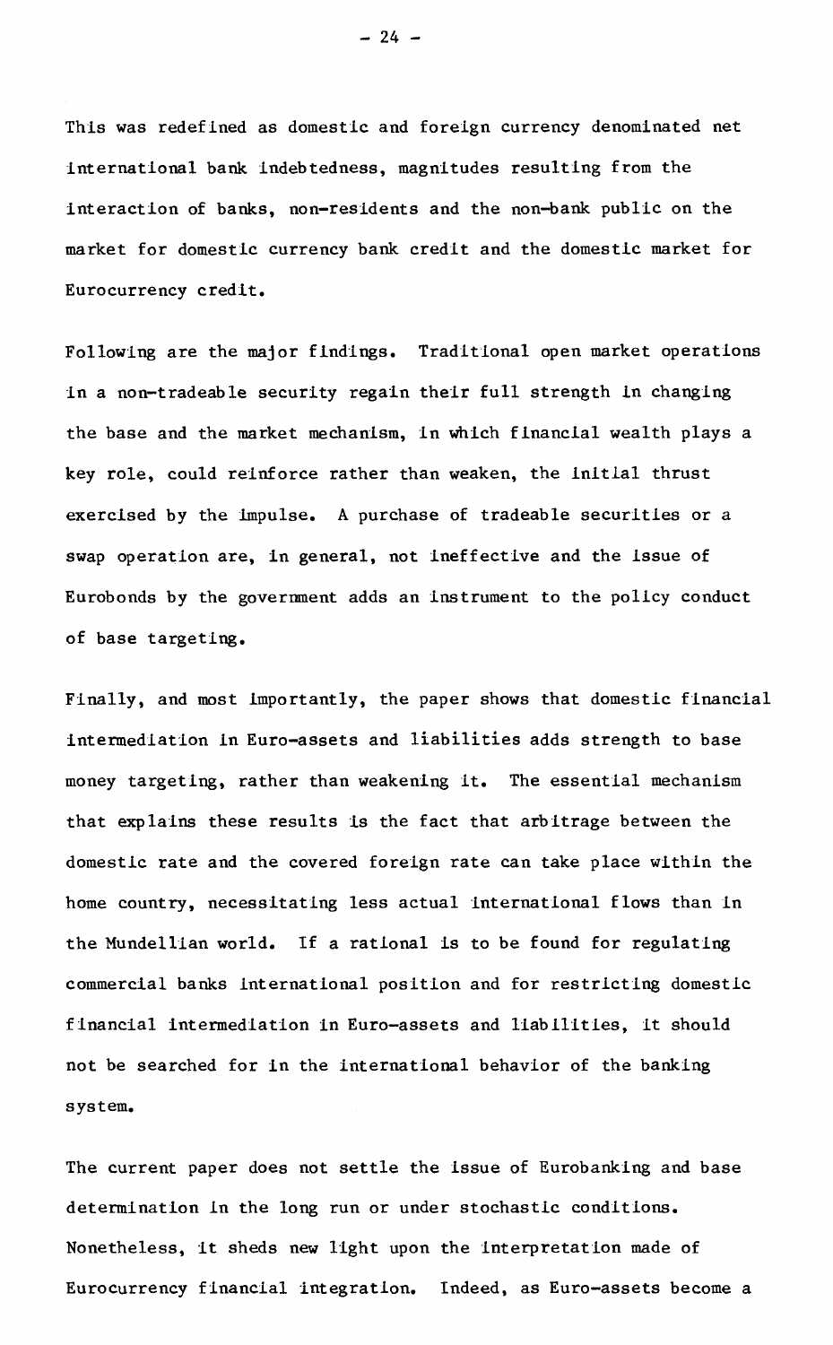This was redefined as domestic and foreign currency denominated net international bank indebtedness, magnitudes resulting from the interaction of banks, non-residents and the non-bank public on the market for domestic currency bank credit and the domestic market for Eurocurrency credit.

Following are the major findings. Traditional open market operations in a non-tradeable security regain their full strength in changing the base and the market mechanism, in which financial wealth plays a key role, could reinforce rather than weaken, the initial thrust exercised by the impulse. A purchase of tradeable securities or a swap operation are, in general, not ineffective and the issue of Eurobonds by the government adds an instrument to the policy conduct of base targeting.

Finally, and most importantly, the paper shows that domestic financial intermediation in Euro-assets and liabilities adds strength to base money targeting, rather than weakening it. The essential mechanism that explains these results is the fact that arbitrage between the domestic rate and the covered foreign rate can take place within the home country, necessitating less actual international flows than in the Mundellian world. If a rational is to be found for regulating commercial banks international position and for restricting domestic financial intermediation in Euro-assets and liabilities, it should not be searched for in the international behavior of the banking system.

The current paper does not settle the issue of Eurobanking and base determination in the long run or under stochastic conditions. Nonetheless, it sheds new light upon the interpretation made of Eurocurrency financial integration. Indeed, as Euro-assets become a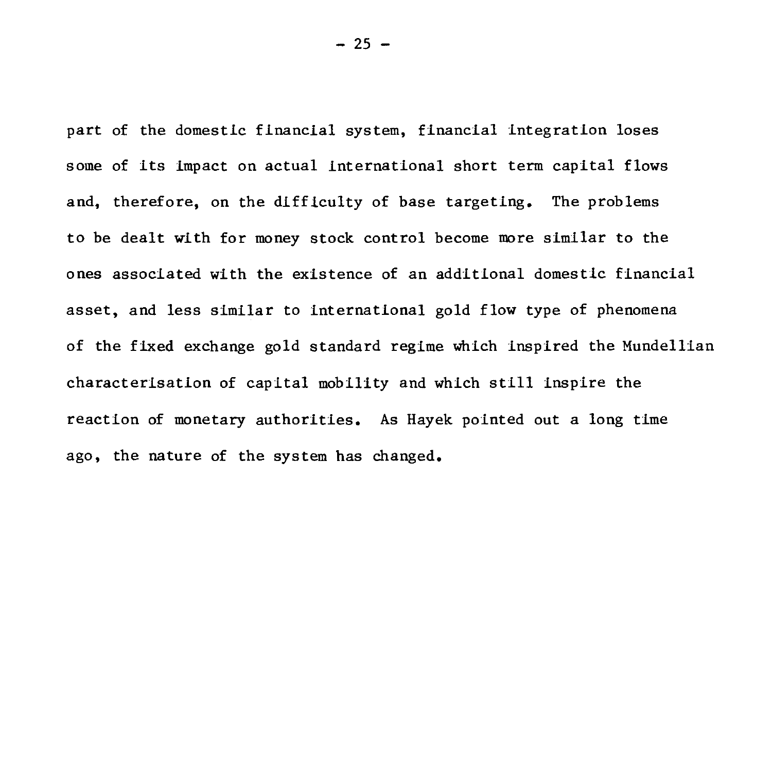part of the domestic financial system, financial integration loses some of its impact on actual international short term capital flows and, therefore, on the difficulty of base targeting. The problems to be dealt with for money stock control become more similar to the ones associated with the existence of an additional domestic financial asset, and less similar to international gold flow type of phenomena of the fixed exchange gold standard regime which inspired the Mundellian characterisation of capital mobility and which still inspire the reaction of monetary authorities. As Hayek pointed out a long time ago, the nature of the system has changed.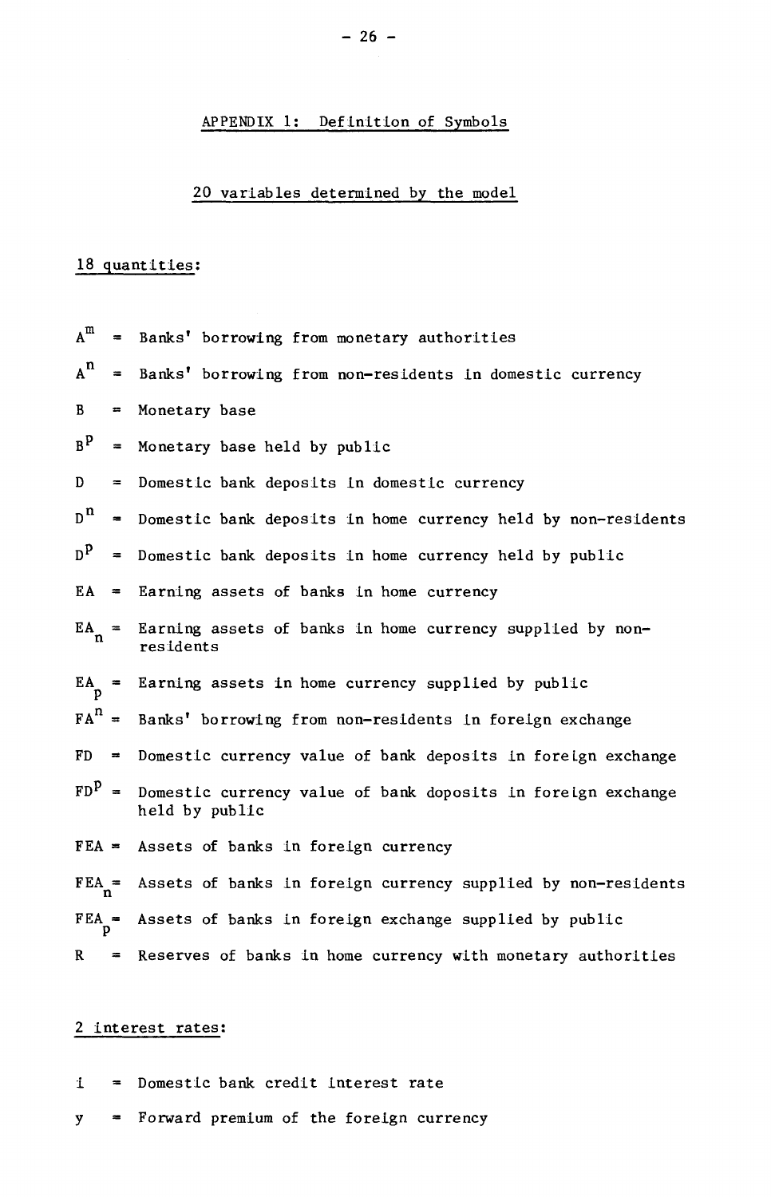## APPENDIX 1: Definition of Symbols

### 20 variables determined by the model

#### 18 quantities:

$A^m$ = Banks' borrowing from monetary authorities

$A^n$ = Banks' borrowing from non-residents in domestic currency

$B$ = Monetary base

$B^p$ = Monetary base held by public

$D$ = Domestic bank deposits in domestic currency

$D^n$ = Domestic bank deposits in home currency held by non-residents

$D^p$ = Domestic bank deposits in home currency held by public

$EA$ = Earning assets of banks in home currency

$EA_n$ = Earning assets of banks in home currency supplied by non-residents

$EA_p$ = Earning assets in home currency supplied by public

$FA^n$ = Banks' borrowing from non-residents in foreign exchange

$FD$ = Domestic currency value of bank deposits in foreign exchange

$FD^p$ = Domestic currency value of bank doposits in foreign exchange held by public

$FEA$ = Assets of banks in foreign currency

$FEA_n$ = Assets of banks in foreign currency supplied by non-residents

$FEA_p$ = Assets of banks in foreign exchange supplied by public

$R$ = Reserves of banks in home currency with monetary authorities

#### 2 interest rates:

$i$ = Domestic bank credit interest rate

$y$ = Forward premium of the foreign currency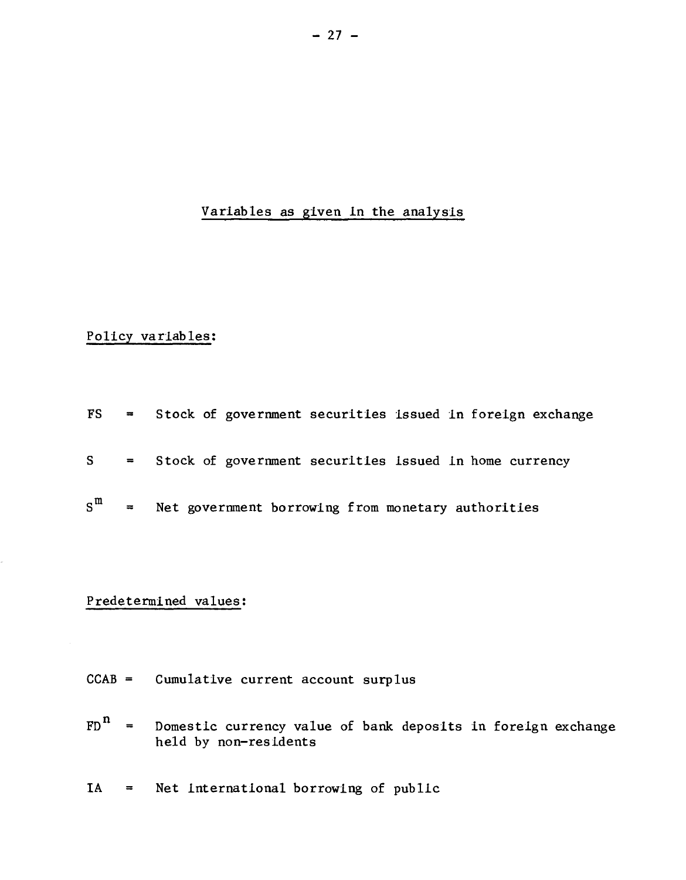## Variables as given in the analysis

### Policy variables:

$FS$ = Stock of government securities issued in foreign exchange

$S$ = Stock of government securities issued in home currency

$S^m$ = Net government borrowing from monetary authorities

### Predetermined values:

$CCAB$ = Cumulative current account surplus

$FD^n$ = Domestic currency value of bank deposits in foreign exchange held by non-residents

$IA$ = Net international borrowing of public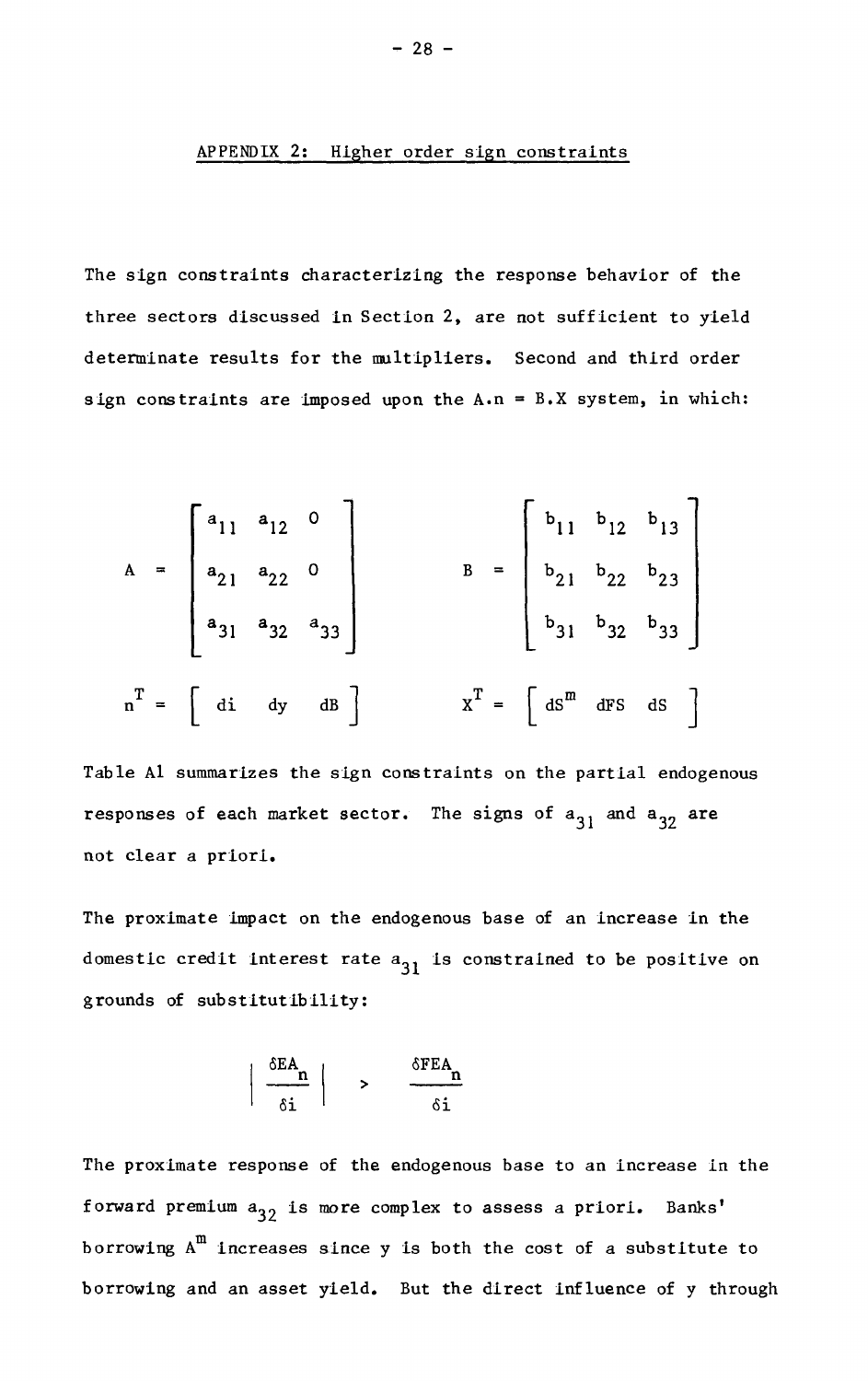## APPENDIX 2: Higher order sign constraints

The sign constraints characterizing the response behavior of the three sectors discussed in Section 2, are not sufficient to yield determinate results for the multipliers. Second and third order sign constraints are imposed upon the A.n = B.X system, in which:

$$A = \begin{bmatrix} a_{11} & a_{12} & 0 \\ a_{21} & a_{22} & 0 \\ a_{31} & a_{32} & a_{33} \end{bmatrix} \qquad B = \begin{bmatrix} b_{11} & b_{12} & b_{13} \\ b_{21} & b_{22} & b_{23} \\ b_{31} & b_{32} & b_{33} \end{bmatrix}$$

$$n^T = \begin{bmatrix} di & dy & dB \end{bmatrix} \qquad X^T = \begin{bmatrix} dS^m & dFS & dS \end{bmatrix}$$

Table A1 summarizes the sign constraints on the partial endogenous responses of each market sector. The signs of $a_{31}$ and $a_{32}$ are not clear a priori.

The proximate impact on the endogenous base of an increase in the domestic credit interest rate $a_{31}$ is constrained to be positive on grounds of substitutibility:

$$\left| \frac{\delta EA_n}{\delta i} \right| > \frac{\delta FEA_n}{\delta i}$$

The proximate response of the endogenous base to an increase in the forward premium $a_{32}$ is more complex to assess a priori. Banks' borrowing $A^m$ increases since y is both the cost of a substitute to borrowing and an asset yield. But the direct influence of y through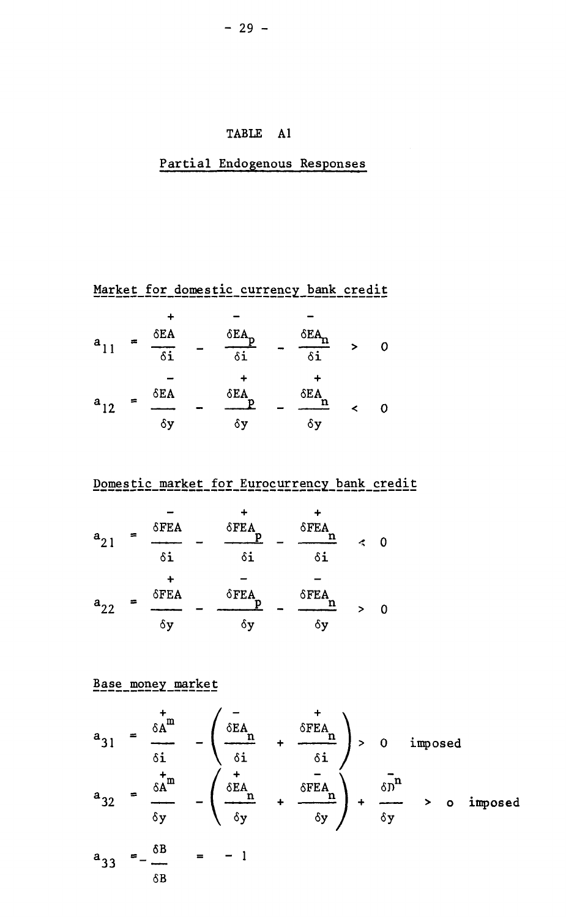# TABLE A1

## Partial Endogenous Responses

### Market for domestic currency bank credit

$$a_{11} = \overset{+}{\frac{\delta EA}{\delta i}} - \overset{-}{\frac{\delta EA_p}{\delta i}} - \overset{-}{\frac{\delta EA_n}{\delta i}} > 0$$

$$a_{12} = \overset{-}{\frac{\delta EA}{\delta y}} - \overset{+}{\frac{\delta EA_p}{\delta y}} - \overset{+}{\frac{\delta EA_n}{\delta y}} < 0$$

### Domestic market for Eurocurrency bank credit

$$a_{21} = \overset{-}{\frac{\delta FEA}{\delta i}} - \overset{+}{\frac{\delta FEA_p}{\delta i}} - \overset{+}{\frac{\delta FEA_n}{\delta i}} < 0$$

$$a_{22} = \overset{+}{\frac{\delta FEA}{\delta y}} - \overset{-}{\frac{\delta FEA_p}{\delta y}} - \overset{-}{\frac{\delta FEA_n}{\delta y}} > 0$$

### Base money market

$$a_{31} = \overset{+}{\frac{\delta A^m}{\delta i}} - \left( \overset{-}{\frac{\delta EA_n}{\delta i}} + \overset{+}{\frac{\delta FEA_n}{\delta i}} \right) > 0 \quad \text{imposed}$$

$$a_{32} = \overset{+}{\frac{\delta A^m}{\delta y}} - \left( \overset{+}{\frac{\delta EA_n}{\delta y}} + \overset{-}{\frac{\delta FEA_n}{\delta y}} \right) + \overset{-}{\frac{\delta D^n}{\delta y}} > 0 \quad \text{imposed}$$

$$a_{33} = -\frac{\delta B}{\delta B} = -1$$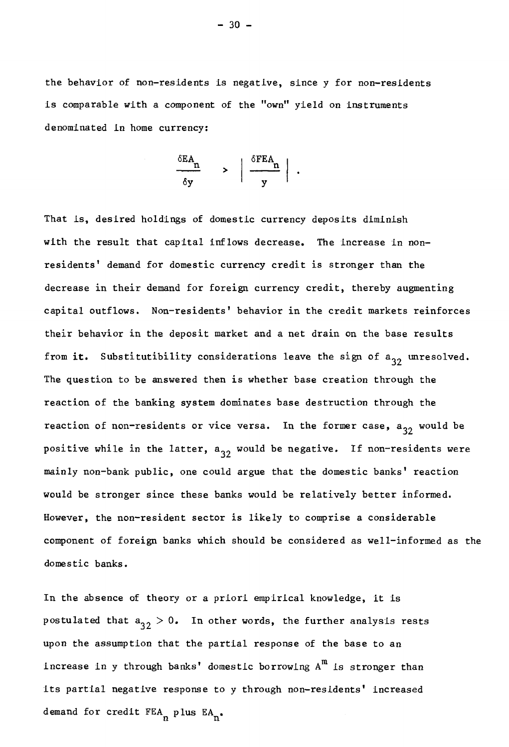the behavior of non-residents is negative, since y for non-residents is comparable with a component of the "own" yield on instruments denominated in home currency:

$$\frac{\delta EA_n}{\delta y} > \left| \frac{\delta FEA_n}{y} \right| .$$

That is, desired holdings of domestic currency deposits diminish with the result that capital inflows decrease. The increase in non-residents' demand for domestic currency credit is stronger than the decrease in their demand for foreign currency credit, thereby augmenting capital outflows. Non-residents' behavior in the credit markets reinforces their behavior in the deposit market and a net drain on the base results from it. Substitutibility considerations leave the sign of $a_{32}$ unresolved. The question to be answered then is whether base creation through the reaction of the banking system dominates base destruction through the reaction of non-residents or vice versa. In the former case, $a_{32}$ would be positive while in the latter, $a_{32}$ would be negative. If non-residents were mainly non-bank public, one could argue that the domestic banks' reaction would be stronger since these banks would be relatively better informed. However, the non-resident sector is likely to comprise a considerable component of foreign banks which should be considered as well-informed as the domestic banks.

In the absence of theory or a priori empirical knowledge, it is postulated that $a_{32} > 0$. In other words, the further analysis rests upon the assumption that the partial response of the base to an increase in y through banks' domestic borrowing $A^m$ is stronger than its partial negative response to y through non-residents' increased demand for credit $FEA_n$ plus $EA_n$.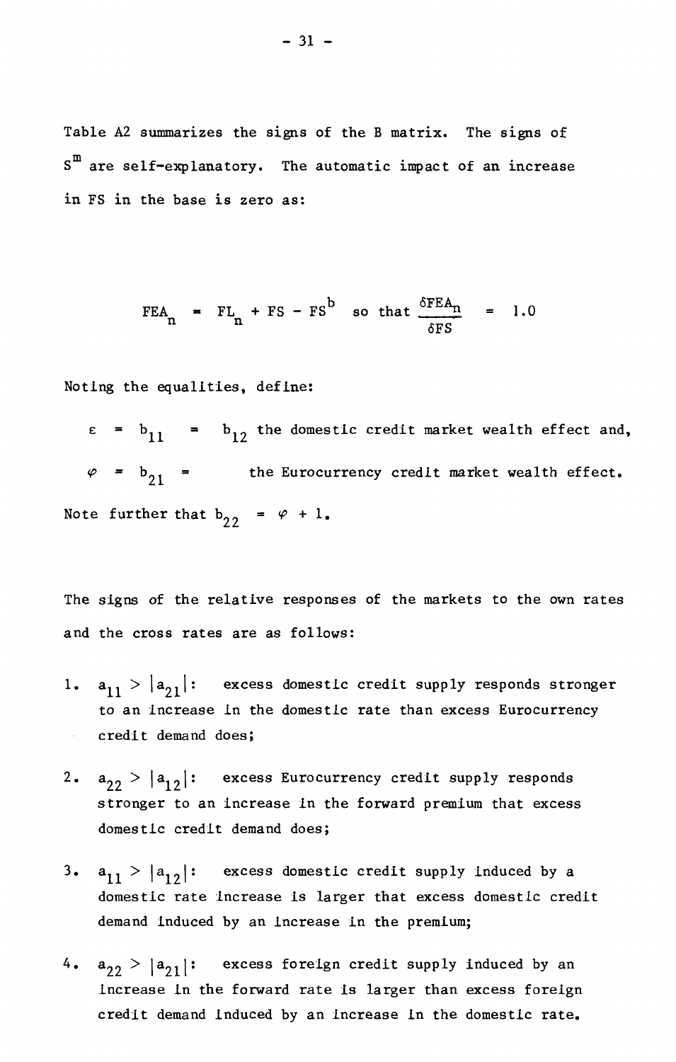Table A2 summarizes the signs of the B matrix. The signs of $S^m$ are self-explanatory. The automatic impact of an increase in FS in the base is zero as:

$$FEA_n = FL_n + FS - FS^b \quad \text{so that} \quad \frac{\delta FEA_n}{\delta FS} = 1.0$$

Noting the equalities, define:

$\varepsilon = b_{11} = b_{12}$ the domestic credit market wealth effect and,

$\varphi = b_{21} =$ the Eurocurrency credit market wealth effect.

Note further that $b_{22} = \varphi + 1$.

The signs of the relative responses of the markets to the own rates and the cross rates are as follows:

1. $a_{11} > |a_{21}|$: excess domestic credit supply responds stronger to an increase in the domestic rate than excess Eurocurrency credit demand does;

2. $a_{22} > |a_{12}|$: excess Eurocurrency credit supply responds stronger to an increase in the forward premium that excess domestic credit demand does;

3. $a_{11} > |a_{12}|$: excess domestic credit supply induced by a domestic rate increase is larger that excess domestic credit demand induced by an increase in the premium;

4. $a_{22} > |a_{21}|$: excess foreign credit supply induced by an increase in the forward rate is larger than excess foreign credit demand induced by an increase in the domestic rate.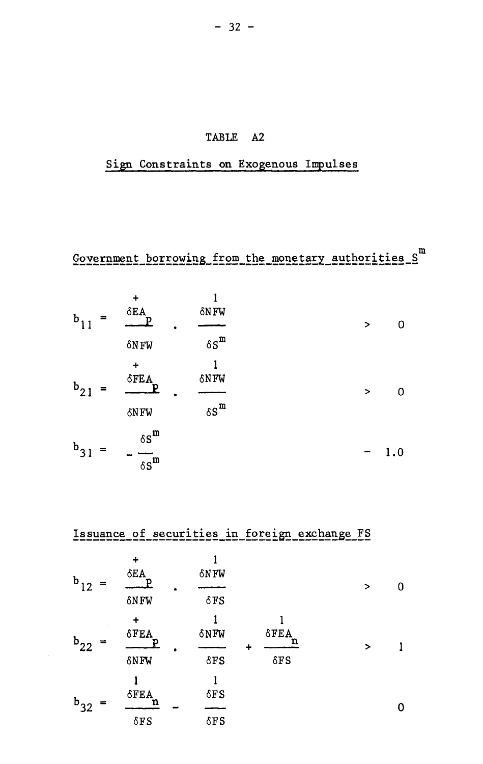TABLE A2

Sign Constraints on Exogenous Impulses

Government borrowing from the monetary authorities $S^m$

$$b_{11} = \overset{+}{\frac{\delta EA_p}{\delta NFW}} \cdot \overset{1}{\frac{\delta NFW}{\delta S^m}} \qquad > \quad 0$$

$$b_{21} = \overset{+}{\frac{\delta FEA_p}{\delta NFW}} \cdot \overset{1}{\frac{\delta NFW}{\delta S^m}} \qquad > \quad 0$$

$$b_{31} = -\frac{\delta S^m}{\delta S^m} \qquad - \; 1.0$$

Issuance of securities in foreign exchange FS

$$b_{12} = \overset{+}{\frac{\delta EA_p}{\delta NFW}} \cdot \overset{1}{\frac{\delta NFW}{\delta FS}} \qquad > \quad 0$$

$$b_{22} = \overset{+}{\frac{\delta FEA_p}{\delta NFW}} \cdot \overset{1}{\frac{\delta NFW}{\delta FS}} + \overset{1}{\frac{\delta FEA_n}{\delta FS}} \qquad > \quad 1$$

$$b_{32} = \overset{1}{\frac{\delta FEA_n}{\delta FS}} - \overset{1}{\frac{\delta FS}{\delta FS}} \qquad 0$$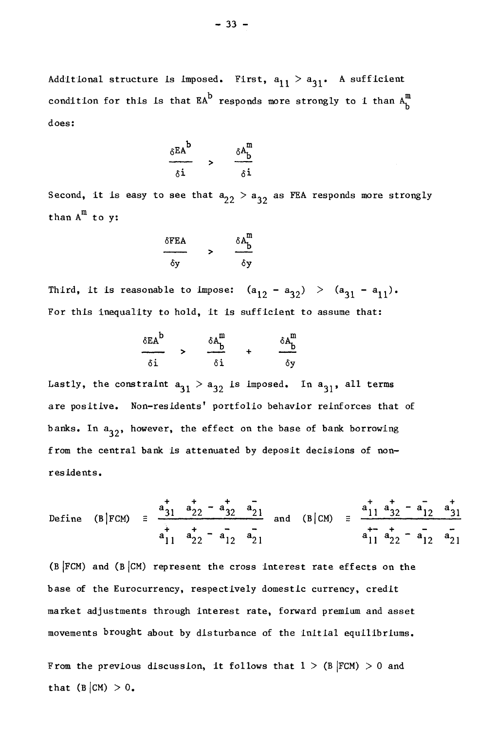Additional structure is imposed. First, $a_{11} > a_{31}$. A sufficient condition for this is that $EA^b$ responds more strongly to i than $A^m_b$ does:

$$\frac{\delta EA^b}{\delta i} > \frac{\delta A^m_b}{\delta i}$$

Second, it is easy to see that $a_{22} > a_{32}$ as FEA responds more strongly than $A^m$ to y:

$$\frac{\delta FEA}{\delta y} > \frac{\delta A^m_b}{\delta y}$$

Third, it is reasonable to impose: $(a_{12} - a_{32}) > (a_{31} - a_{11})$. For this inequality to hold, it is sufficient to assume that:

$$\frac{\delta EA^b}{\delta i} > \frac{\delta A^m_b}{\delta i} + \frac{\delta A^m_b}{\delta y}$$

Lastly, the constraint $a_{31} > a_{32}$ is imposed. In $a_{31}$, all terms are positive. Non-residents' portfolio behavior reinforces that of banks. In $a_{32}$, however, the effect on the base of bank borrowing from the central bank is attenuated by deposit decisions of non-residents.

$$\text{Define} \quad (B|FCM) \equiv \frac{\overset{+}{a_{31}}\,\overset{+}{a_{22}} - \overset{+}{a_{32}}\,\overset{-}{a_{21}}}{\overset{+}{a_{11}}\,\overset{+}{a_{22}} - \overset{-}{a_{12}}\,\overset{-}{a_{21}}} \quad \text{and} \quad (B|CM) \equiv \frac{\overset{+}{a_{11}}\,\overset{+}{a_{32}} - \overset{-}{a_{12}}\,\overset{+}{a_{31}}}{\overset{+-}{a_{11}}\,\overset{+}{a_{22}} - \overset{-}{a_{12}}\,\overset{-}{a_{21}}}$$

(B |FCM) and (B |CM) represent the cross interest rate effects on the base of the Eurocurrency, respectively domestic currency, credit market adjustments through interest rate, forward premium and asset movements brought about by disturbance of the initial equilibriums.

From the previous discussion, it follows that $1 > (B|FCM) > 0$ and that $(B|CM) > 0$.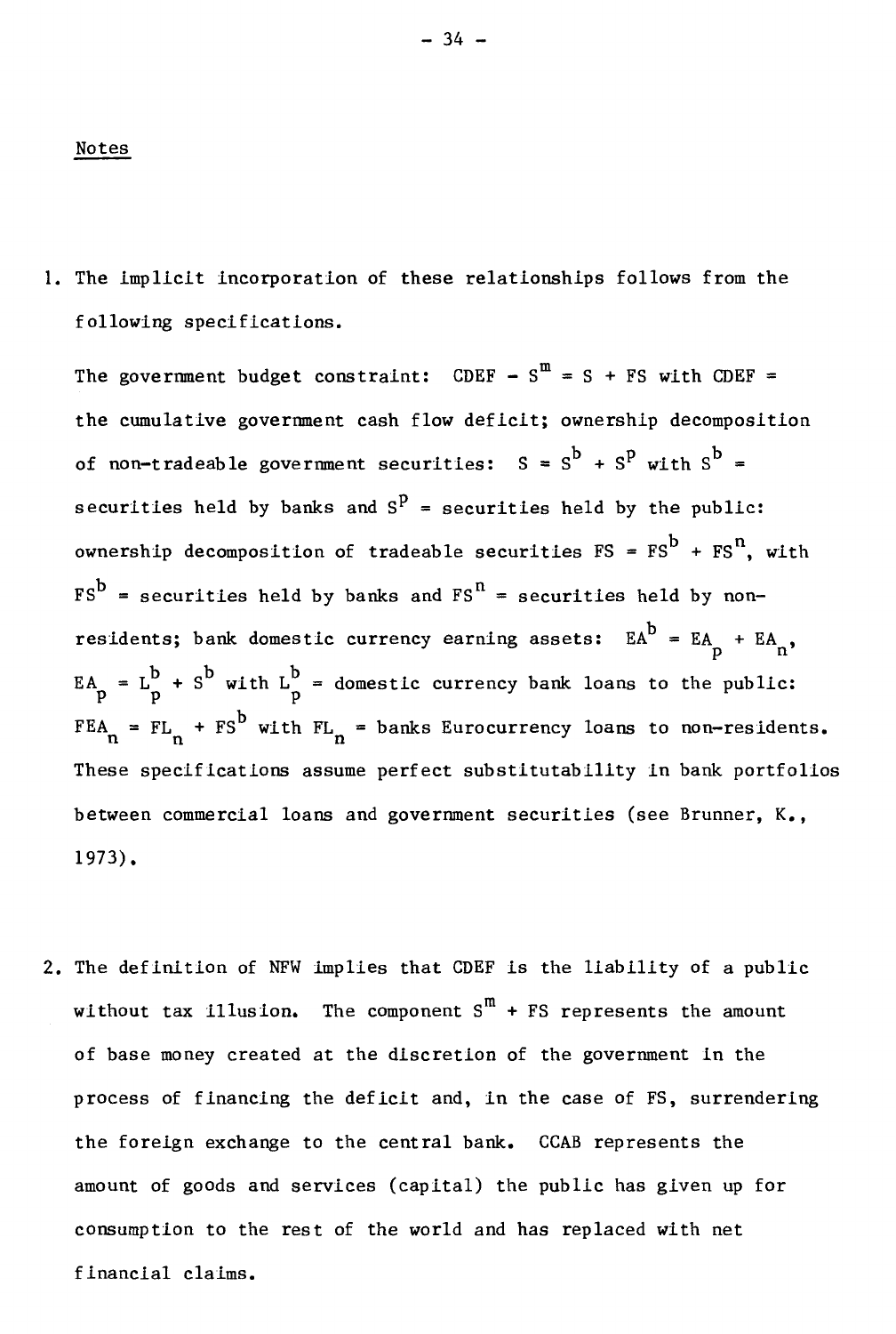Notes

1. The implicit incorporation of these relationships follows from the following specifications.

   The government budget constraint: $CDEF - S^m = S + FS$ with CDEF = the cumulative government cash flow deficit; ownership decomposition of non-tradeable government securities: $S = S^b + S^p$ with $S^b$ = securities held by banks and $S^p$ = securities held by the public: ownership decomposition of tradeable securities $FS = FS^b + FS^n$, with $FS^b$ = securities held by banks and $FS^n$ = securities held by non-residents; bank domestic currency earning assets: $EA^b = EA_p + EA_n$, $EA_p = L_p^b + S^b$ with $L_p^b$ = domestic currency bank loans to the public: $FEA_n = FL_n + FS^b$ with $FL_n$ = banks Eurocurrency loans to non-residents. These specifications assume perfect substitutability in bank portfolios between commercial loans and government securities (see Brunner, K., 1973).

2. The definition of NFW implies that CDEF is the liability of a public without tax illusion. The component $S^m + FS$ represents the amount of base money created at the discretion of the government in the process of financing the deficit and, in the case of FS, surrendering the foreign exchange to the central bank. CCAB represents the amount of goods and services (capital) the public has given up for consumption to the rest of the world and has replaced with net financial claims.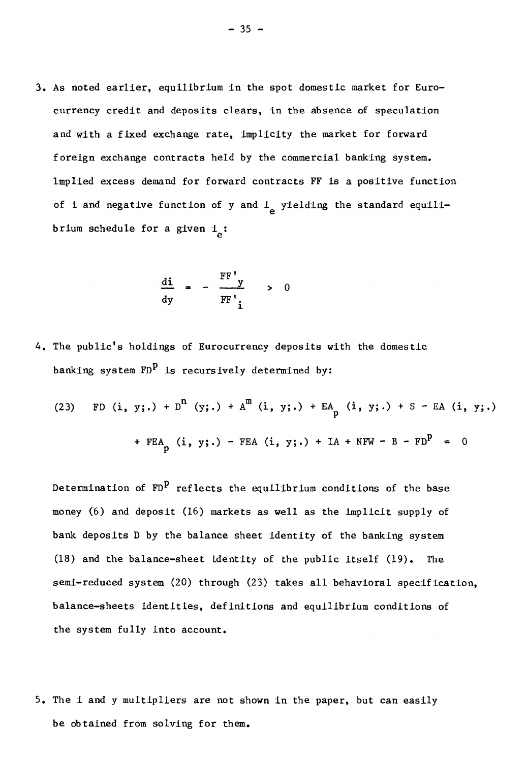3. As noted earlier, equilibrium in the spot domestic market for Eurocurrency credit and deposits clears, in the absence of speculation and with a fixed exchange rate, implicity the market for forward foreign exchange contracts held by the commercial banking system. Implied excess demand for forward contracts FF is a positive function of i and negative function of y and $i_e$ yielding the standard equilibrium schedule for a given $i_e$:

$$\frac{di}{dy} = - \frac{FF'_y}{FF'_i} > 0$$

4. The public's holdings of Eurocurrency deposits with the domestic banking system $FD^p$ is recursively determined by:

$$\text{(23)} \quad FD\ (i,\ y;.) + D^n\ (y;.) + A^m\ (i,\ y;.) + EA_p\ (i,\ y;.) + S - EA\ (i,\ y;.)$$
$$+ FEA_p\ (i,\ y;.) - FEA\ (i,\ y;.) + IA + NFW - B - FD^p = 0$$

Determination of $FD^p$ reflects the equilibrium conditions of the base money (6) and deposit (16) markets as well as the implicit supply of bank deposits D by the balance sheet identity of the banking system (18) and the balance-sheet identity of the public itself (19). The semi-reduced system (20) through (23) takes all behavioral specification, balance-sheets identities, definitions and equilibrium conditions of the system fully into account.

5. The i and y multipliers are not shown in the paper, but can easily be obtained from solving for them.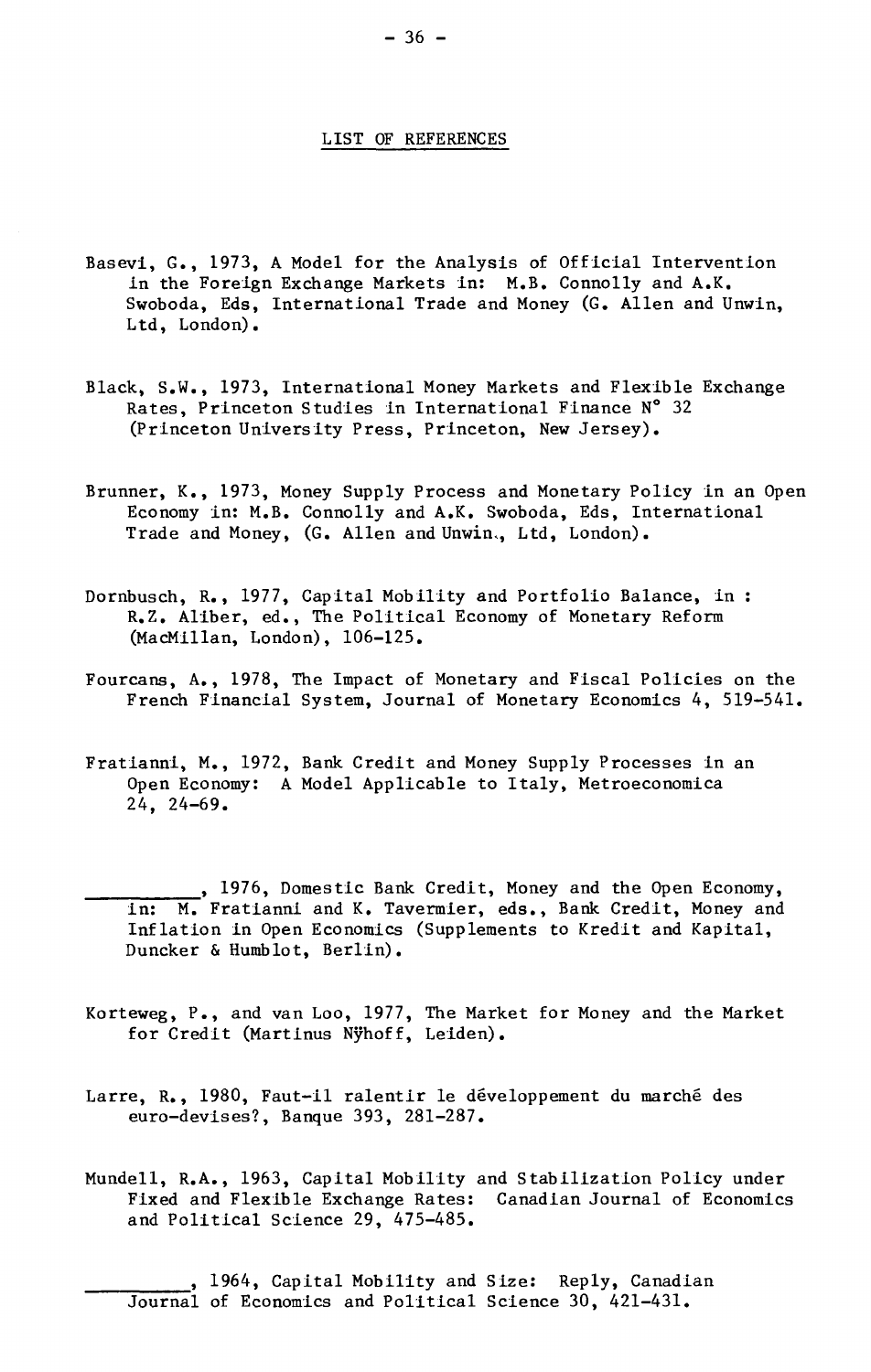## LIST OF REFERENCES

Basevi, G., 1973, A Model for the Analysis of Official Intervention in the Foreign Exchange Markets in: M.B. Connolly and A.K. Swoboda, Eds, International Trade and Money (G. Allen and Unwin, Ltd, London).

Black, S.W., 1973, International Money Markets and Flexible Exchange Rates, Princeton Studies in International Finance N° 32 (Princeton University Press, Princeton, New Jersey).

Brunner, K., 1973, Money Supply Process and Monetary Policy in an Open Economy in: M.B. Connolly and A.K. Swoboda, Eds, International Trade and Money, (G. Allen and Unwin., Ltd, London).

Dornbusch, R., 1977, Capital Mobility and Portfolio Balance, in : R.Z. Aliber, ed., The Political Economy of Monetary Reform (MacMillan, London), 106-125.

Fourcans, A., 1978, The Impact of Monetary and Fiscal Policies on the French Financial System, Journal of Monetary Economics 4, 519-541.

Fratianni, M., 1972, Bank Credit and Money Supply Processes in an Open Economy: A Model Applicable to Italy, Metroeconomica 24, 24-69.

__________, 1976, Domestic Bank Credit, Money and the Open Economy, in: M. Fratianni and K. Tavermier, eds., Bank Credit, Money and Inflation in Open Economics (Supplements to Kredit and Kapital, Duncker & Humblot, Berlin).

Korteweg, P., and van Loo, 1977, The Market for Money and the Market for Credit (Martinus Nÿhoff, Leiden).

Larre, R., 1980, Faut-il ralentir le développement du marché des euro-devises?, Banque 393, 281-287.

Mundell, R.A., 1963, Capital Mobility and Stabilization Policy under Fixed and Flexible Exchange Rates: Canadian Journal of Economics and Political Science 29, 475-485.

__________, 1964, Capital Mobility and Size: Reply, Canadian Journal of Economics and Political Science 30, 421-431.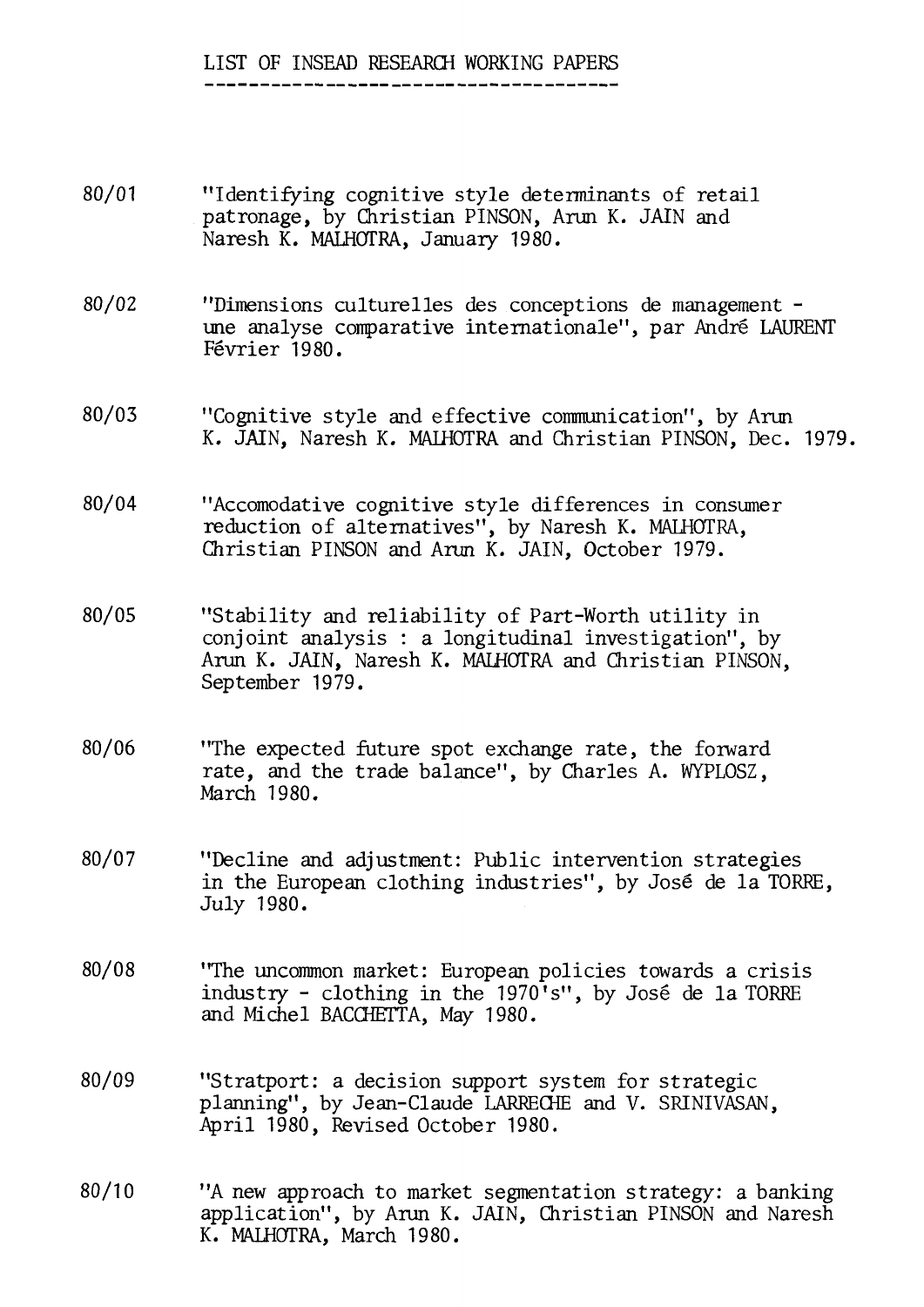LIST OF INSEAD RESEARCH WORKING PAPERS

80/01 "Identifying cognitive style determinants of retail patronage, by Christian PINSON, Arun K. JAIN and Naresh K. MALHOTRA, January 1980.

80/02 "Dimensions culturelles des conceptions de management - une analyse comparative internationale", par André LAURENT Février 1980.

80/03 "Cognitive style and effective communication", by Arun K. JAIN, Naresh K. MALHOTRA and Christian PINSON, Dec. 1979.

80/04 "Accomodative cognitive style differences in consumer reduction of alternatives", by Naresh K. MALHOTRA, Christian PINSON and Arun K. JAIN, October 1979.

80/05 "Stability and reliability of Part-Worth utility in conjoint analysis : a longitudinal investigation", by Arun K. JAIN, Naresh K. MALHOTRA and Christian PINSON, September 1979.

80/06 "The expected future spot exchange rate, the forward rate, and the trade balance", by Charles A. WYPLOSZ, March 1980.

80/07 "Decline and adjustment: Public intervention strategies in the European clothing industries", by José de la TORRE, July 1980.

80/08 "The uncommon market: European policies towards a crisis industry - clothing in the 1970's", by José de la TORRE and Michel BACCHETTA, May 1980.

80/09 "Stratport: a decision support system for strategic planning", by Jean-Claude LARRECHE and V. SRINIVASAN, April 1980, Revised October 1980.

80/10 "A new approach to market segmentation strategy: a banking application", by Arun K. JAIN, Christian PINSON and Naresh K. MALHOTRA, March 1980.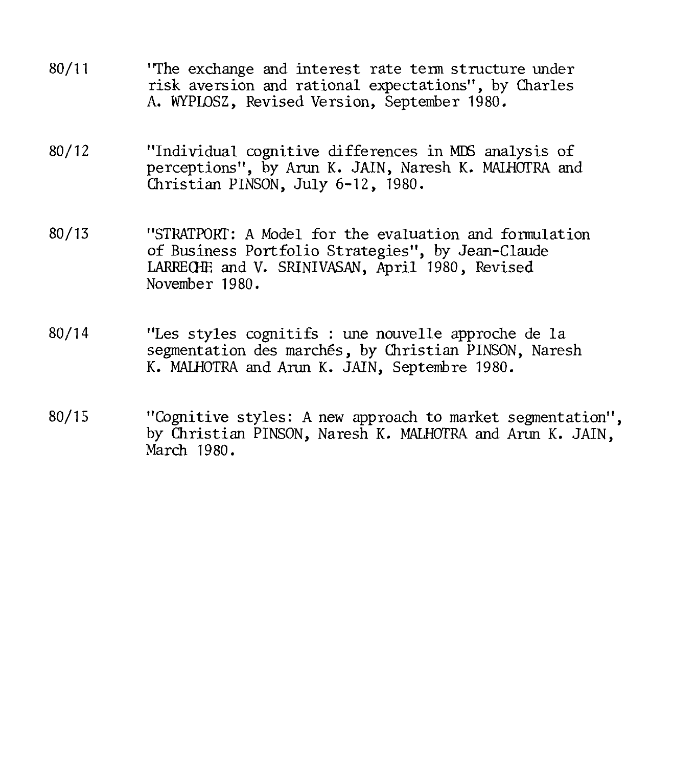80/11 "The exchange and interest rate term structure under risk aversion and rational expectations", by Charles A. WYPLOSZ, Revised Version, September 1980.

80/12 "Individual cognitive differences in MDS analysis of perceptions", by Arun K. JAIN, Naresh K. MALHOTRA and Christian PINSON, July 6-12, 1980.

80/13 "STRATPORT: A Model for the evaluation and formulation of Business Portfolio Strategies", by Jean-Claude LARRECHE and V. SRINIVASAN, April 1980, Revised November 1980.

80/14 "Les styles cognitifs : une nouvelle approche de la segmentation des marchés, by Christian PINSON, Naresh K. MALHOTRA and Arun K. JAIN, Septembre 1980.

80/15 "Cognitive styles: A new approach to market segmentation", by Christian PINSON, Naresh K. MALHOTRA and Arun K. JAIN, March 1980.